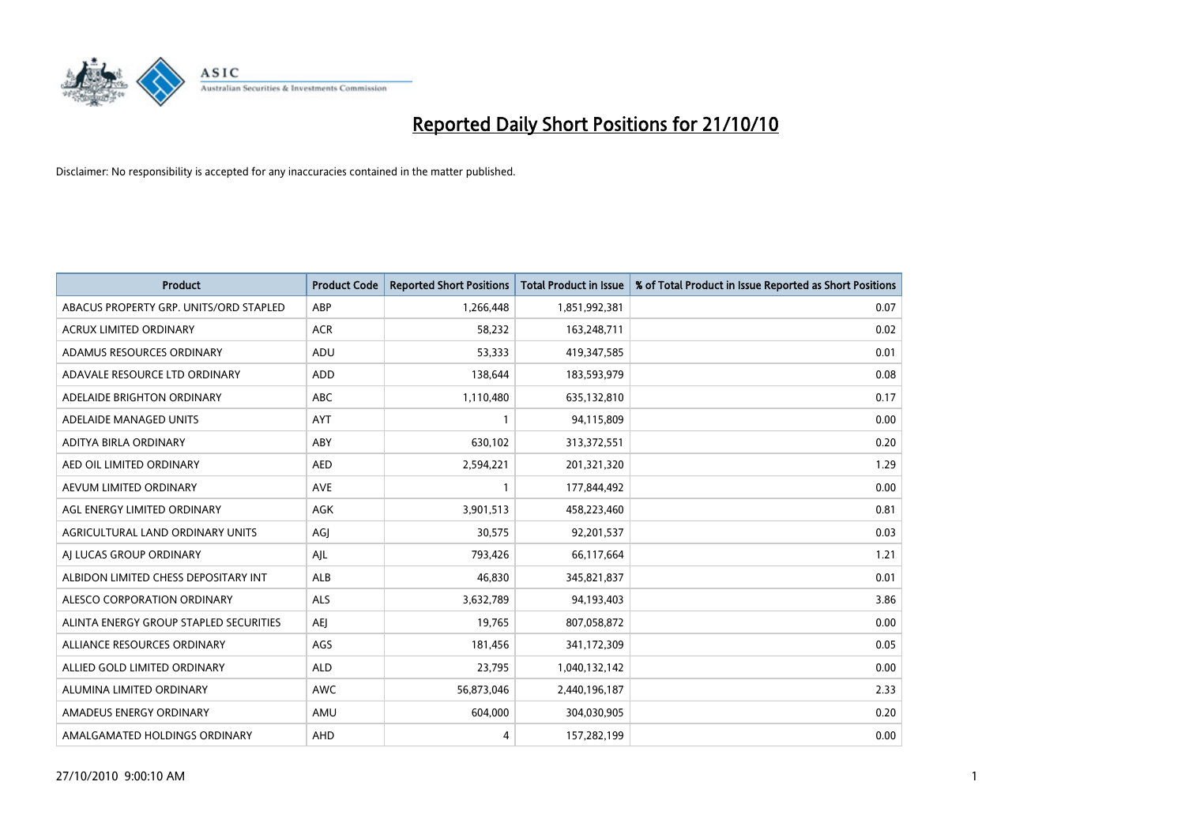# Reported Daily Short Positions for 21/10/10

Disclaimer: No responsibility is accepted for any inaccuracies contained in the matter published.

| Product | Product Code | Reported Short Positions | Total Product in Issue | % of Total Product in Issue Reported as Short Positions |
|---|---|---|---|---|
| ABACUS PROPERTY GRP. UNITS/ORD STAPLED | ABP | 1,266,448 | 1,851,992,381 | 0.07 |
| ACRUX LIMITED ORDINARY | ACR | 58,232 | 163,248,711 | 0.02 |
| ADAMUS RESOURCES ORDINARY | ADU | 53,333 | 419,347,585 | 0.01 |
| ADAVALE RESOURCE LTD ORDINARY | ADD | 138,644 | 183,593,979 | 0.08 |
| ADELAIDE BRIGHTON ORDINARY | ABC | 1,110,480 | 635,132,810 | 0.17 |
| ADELAIDE MANAGED UNITS | AYT | 1 | 94,115,809 | 0.00 |
| ADITYA BIRLA ORDINARY | ABY | 630,102 | 313,372,551 | 0.20 |
| AED OIL LIMITED ORDINARY | AED | 2,594,221 | 201,321,320 | 1.29 |
| AEVUM LIMITED ORDINARY | AVE | 1 | 177,844,492 | 0.00 |
| AGL ENERGY LIMITED ORDINARY | AGK | 3,901,513 | 458,223,460 | 0.81 |
| AGRICULTURAL LAND ORDINARY UNITS | AGJ | 30,575 | 92,201,537 | 0.03 |
| AJ LUCAS GROUP ORDINARY | AJL | 793,426 | 66,117,664 | 1.21 |
| ALBIDON LIMITED CHESS DEPOSITARY INT | ALB | 46,830 | 345,821,837 | 0.01 |
| ALESCO CORPORATION ORDINARY | ALS | 3,632,789 | 94,193,403 | 3.86 |
| ALINTA ENERGY GROUP STAPLED SECURITIES | AEJ | 19,765 | 807,058,872 | 0.00 |
| ALLIANCE RESOURCES ORDINARY | AGS | 181,456 | 341,172,309 | 0.05 |
| ALLIED GOLD LIMITED ORDINARY | ALD | 23,795 | 1,040,132,142 | 0.00 |
| ALUMINA LIMITED ORDINARY | AWC | 56,873,046 | 2,440,196,187 | 2.33 |
| AMADEUS ENERGY ORDINARY | AMU | 604,000 | 304,030,905 | 0.20 |
| AMALGAMATED HOLDINGS ORDINARY | AHD | 4 | 157,282,199 | 0.00 |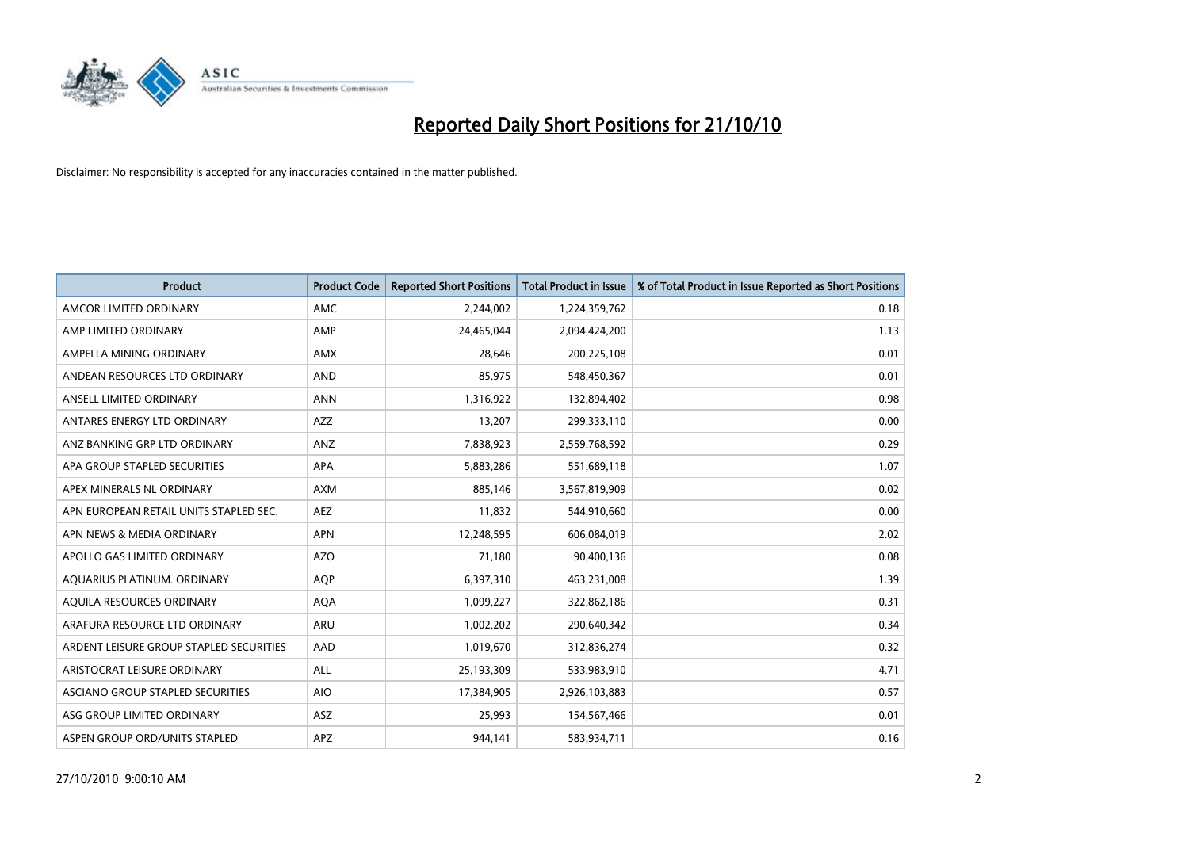# Reported Daily Short Positions for 21/10/10

Disclaimer: No responsibility is accepted for any inaccuracies contained in the matter published.

| Product | Product Code | Reported Short Positions | Total Product in Issue | % of Total Product in Issue Reported as Short Positions |
|---|---|---|---|---|
| AMCOR LIMITED ORDINARY | AMC | 2,244,002 | 1,224,359,762 | 0.18 |
| AMP LIMITED ORDINARY | AMP | 24,465,044 | 2,094,424,200 | 1.13 |
| AMPELLA MINING ORDINARY | AMX | 28,646 | 200,225,108 | 0.01 |
| ANDEAN RESOURCES LTD ORDINARY | AND | 85,975 | 548,450,367 | 0.01 |
| ANSELL LIMITED ORDINARY | ANN | 1,316,922 | 132,894,402 | 0.98 |
| ANTARES ENERGY LTD ORDINARY | AZZ | 13,207 | 299,333,110 | 0.00 |
| ANZ BANKING GRP LTD ORDINARY | ANZ | 7,838,923 | 2,559,768,592 | 0.29 |
| APA GROUP STAPLED SECURITIES | APA | 5,883,286 | 551,689,118 | 1.07 |
| APEX MINERALS NL ORDINARY | AXM | 885,146 | 3,567,819,909 | 0.02 |
| APN EUROPEAN RETAIL UNITS STAPLED SEC. | AEZ | 11,832 | 544,910,660 | 0.00 |
| APN NEWS & MEDIA ORDINARY | APN | 12,248,595 | 606,084,019 | 2.02 |
| APOLLO GAS LIMITED ORDINARY | AZO | 71,180 | 90,400,136 | 0.08 |
| AQUARIUS PLATINUM. ORDINARY | AQP | 6,397,310 | 463,231,008 | 1.39 |
| AQUILA RESOURCES ORDINARY | AQA | 1,099,227 | 322,862,186 | 0.31 |
| ARAFURA RESOURCE LTD ORDINARY | ARU | 1,002,202 | 290,640,342 | 0.34 |
| ARDENT LEISURE GROUP STAPLED SECURITIES | AAD | 1,019,670 | 312,836,274 | 0.32 |
| ARISTOCRAT LEISURE ORDINARY | ALL | 25,193,309 | 533,983,910 | 4.71 |
| ASCIANO GROUP STAPLED SECURITIES | AIO | 17,384,905 | 2,926,103,883 | 0.57 |
| ASG GROUP LIMITED ORDINARY | ASZ | 25,993 | 154,567,466 | 0.01 |
| ASPEN GROUP ORD/UNITS STAPLED | APZ | 944,141 | 583,934,711 | 0.16 |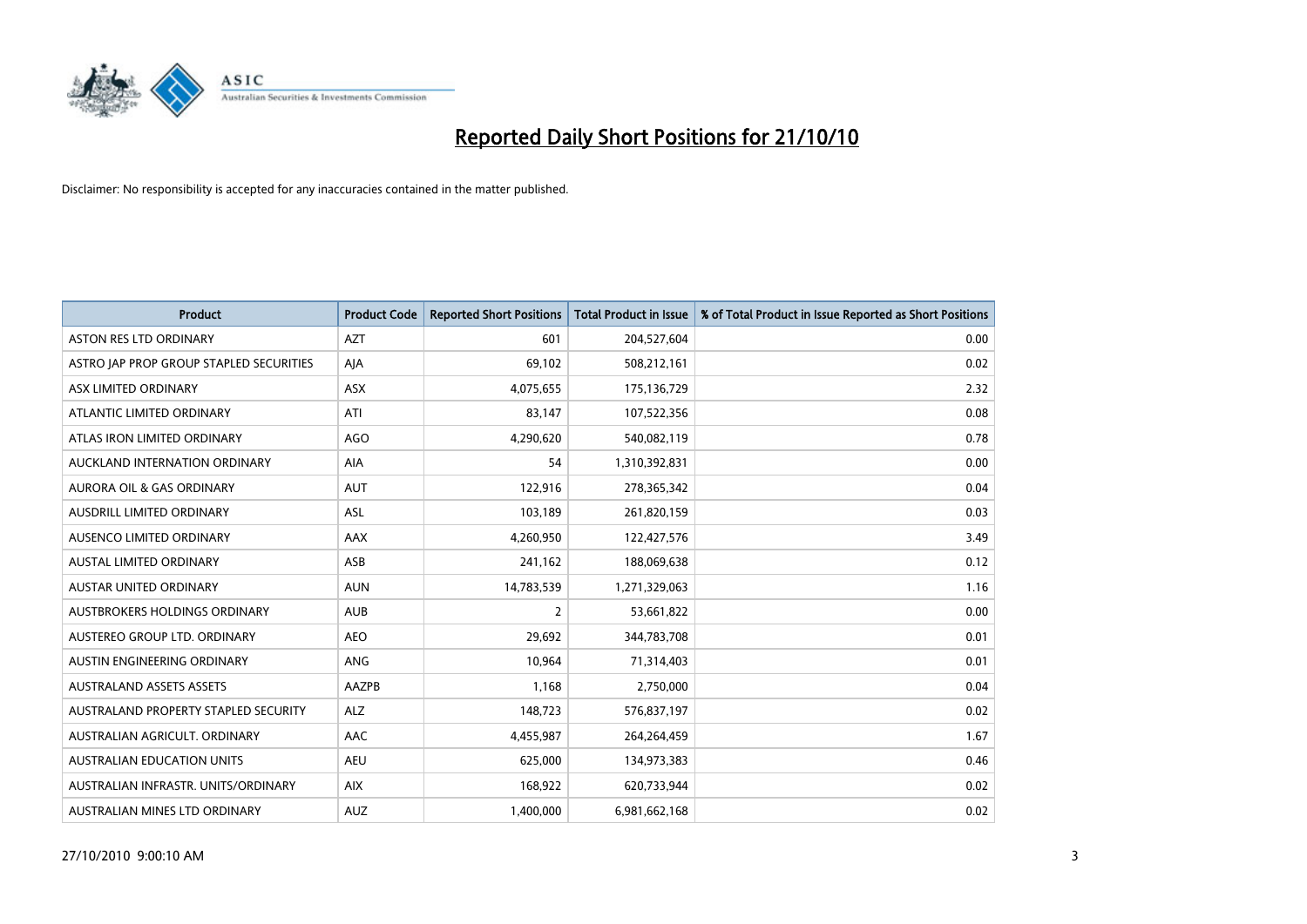# Reported Daily Short Positions for 21/10/10

Disclaimer: No responsibility is accepted for any inaccuracies contained in the matter published.

| Product | Product Code | Reported Short Positions | Total Product in Issue | % of Total Product in Issue Reported as Short Positions |
|---|---|---|---|---|
| ASTON RES LTD ORDINARY | AZT | 601 | 204,527,604 | 0.00 |
| ASTRO JAP PROP GROUP STAPLED SECURITIES | AJA | 69,102 | 508,212,161 | 0.02 |
| ASX LIMITED ORDINARY | ASX | 4,075,655 | 175,136,729 | 2.32 |
| ATLANTIC LIMITED ORDINARY | ATI | 83,147 | 107,522,356 | 0.08 |
| ATLAS IRON LIMITED ORDINARY | AGO | 4,290,620 | 540,082,119 | 0.78 |
| AUCKLAND INTERNATION ORDINARY | AIA | 54 | 1,310,392,831 | 0.00 |
| AURORA OIL & GAS ORDINARY | AUT | 122,916 | 278,365,342 | 0.04 |
| AUSDRILL LIMITED ORDINARY | ASL | 103,189 | 261,820,159 | 0.03 |
| AUSENCO LIMITED ORDINARY | AAX | 4,260,950 | 122,427,576 | 3.49 |
| AUSTAL LIMITED ORDINARY | ASB | 241,162 | 188,069,638 | 0.12 |
| AUSTAR UNITED ORDINARY | AUN | 14,783,539 | 1,271,329,063 | 1.16 |
| AUSTBROKERS HOLDINGS ORDINARY | AUB | 2 | 53,661,822 | 0.00 |
| AUSTEREO GROUP LTD. ORDINARY | AEO | 29,692 | 344,783,708 | 0.01 |
| AUSTIN ENGINEERING ORDINARY | ANG | 10,964 | 71,314,403 | 0.01 |
| AUSTRALAND ASSETS ASSETS | AAZPB | 1,168 | 2,750,000 | 0.04 |
| AUSTRALAND PROPERTY STAPLED SECURITY | ALZ | 148,723 | 576,837,197 | 0.02 |
| AUSTRALIAN AGRICULT. ORDINARY | AAC | 4,455,987 | 264,264,459 | 1.67 |
| AUSTRALIAN EDUCATION UNITS | AEU | 625,000 | 134,973,383 | 0.46 |
| AUSTRALIAN INFRASTR. UNITS/ORDINARY | AIX | 168,922 | 620,733,944 | 0.02 |
| AUSTRALIAN MINES LTD ORDINARY | AUZ | 1,400,000 | 6,981,662,168 | 0.02 |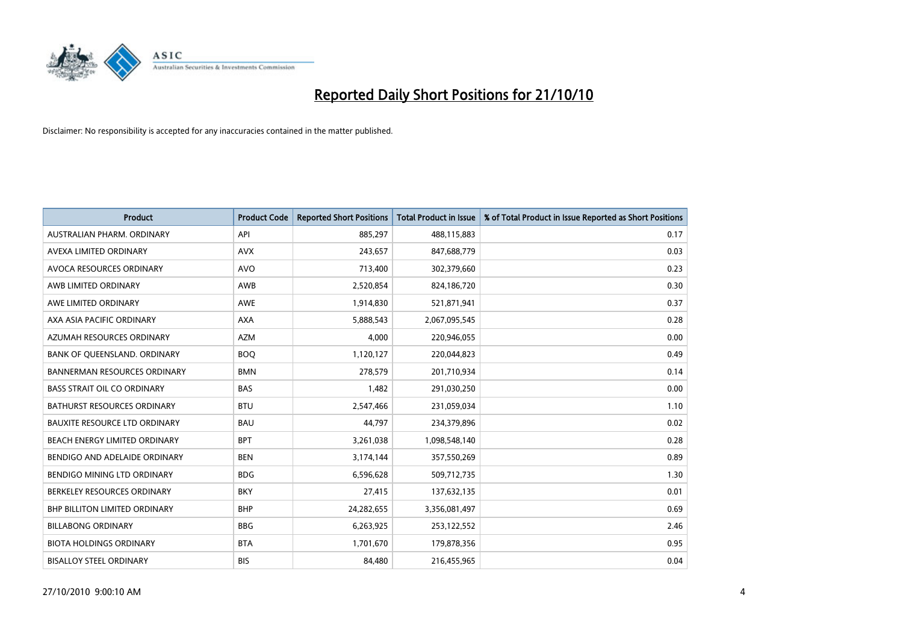# Reported Daily Short Positions for 21/10/10

Disclaimer: No responsibility is accepted for any inaccuracies contained in the matter published.

| Product | Product Code | Reported Short Positions | Total Product in Issue | % of Total Product in Issue Reported as Short Positions |
|---|---|---|---|---|
| AUSTRALIAN PHARM. ORDINARY | API | 885,297 | 488,115,883 | 0.17 |
| AVEXA LIMITED ORDINARY | AVX | 243,657 | 847,688,779 | 0.03 |
| AVOCA RESOURCES ORDINARY | AVO | 713,400 | 302,379,660 | 0.23 |
| AWB LIMITED ORDINARY | AWB | 2,520,854 | 824,186,720 | 0.30 |
| AWE LIMITED ORDINARY | AWE | 1,914,830 | 521,871,941 | 0.37 |
| AXA ASIA PACIFIC ORDINARY | AXA | 5,888,543 | 2,067,095,545 | 0.28 |
| AZUMAH RESOURCES ORDINARY | AZM | 4,000 | 220,946,055 | 0.00 |
| BANK OF QUEENSLAND. ORDINARY | BOQ | 1,120,127 | 220,044,823 | 0.49 |
| BANNERMAN RESOURCES ORDINARY | BMN | 278,579 | 201,710,934 | 0.14 |
| BASS STRAIT OIL CO ORDINARY | BAS | 1,482 | 291,030,250 | 0.00 |
| BATHURST RESOURCES ORDINARY | BTU | 2,547,466 | 231,059,034 | 1.10 |
| BAUXITE RESOURCE LTD ORDINARY | BAU | 44,797 | 234,379,896 | 0.02 |
| BEACH ENERGY LIMITED ORDINARY | BPT | 3,261,038 | 1,098,548,140 | 0.28 |
| BENDIGO AND ADELAIDE ORDINARY | BEN | 3,174,144 | 357,550,269 | 0.89 |
| BENDIGO MINING LTD ORDINARY | BDG | 6,596,628 | 509,712,735 | 1.30 |
| BERKELEY RESOURCES ORDINARY | BKY | 27,415 | 137,632,135 | 0.01 |
| BHP BILLITON LIMITED ORDINARY | BHP | 24,282,655 | 3,356,081,497 | 0.69 |
| BILLABONG ORDINARY | BBG | 6,263,925 | 253,122,552 | 2.46 |
| BIOTA HOLDINGS ORDINARY | BTA | 1,701,670 | 179,878,356 | 0.95 |
| BISALLOY STEEL ORDINARY | BIS | 84,480 | 216,455,965 | 0.04 |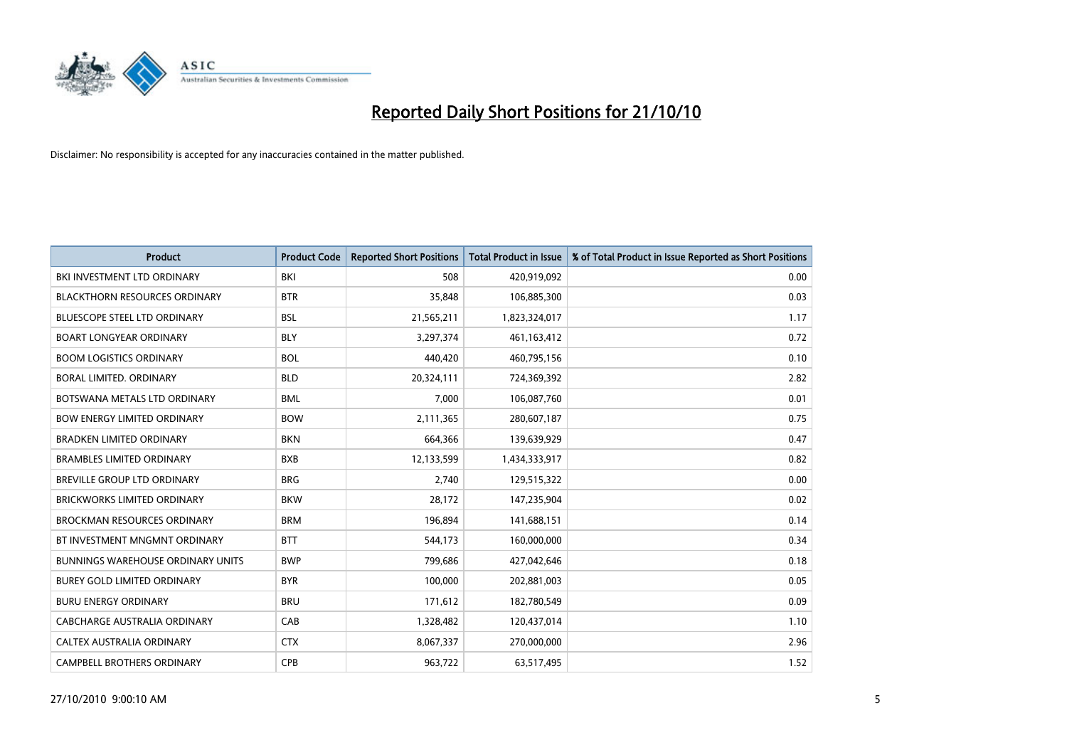# Reported Daily Short Positions for 21/10/10

Disclaimer: No responsibility is accepted for any inaccuracies contained in the matter published.

| Product | Product Code | Reported Short Positions | Total Product in Issue | % of Total Product in Issue Reported as Short Positions |
|---|---|---|---|---|
| BKI INVESTMENT LTD ORDINARY | BKI | 508 | 420,919,092 | 0.00 |
| BLACKTHORN RESOURCES ORDINARY | BTR | 35,848 | 106,885,300 | 0.03 |
| BLUESCOPE STEEL LTD ORDINARY | BSL | 21,565,211 | 1,823,324,017 | 1.17 |
| BOART LONGYEAR ORDINARY | BLY | 3,297,374 | 461,163,412 | 0.72 |
| BOOM LOGISTICS ORDINARY | BOL | 440,420 | 460,795,156 | 0.10 |
| BORAL LIMITED. ORDINARY | BLD | 20,324,111 | 724,369,392 | 2.82 |
| BOTSWANA METALS LTD ORDINARY | BML | 7,000 | 106,087,760 | 0.01 |
| BOW ENERGY LIMITED ORDINARY | BOW | 2,111,365 | 280,607,187 | 0.75 |
| BRADKEN LIMITED ORDINARY | BKN | 664,366 | 139,639,929 | 0.47 |
| BRAMBLES LIMITED ORDINARY | BXB | 12,133,599 | 1,434,333,917 | 0.82 |
| BREVILLE GROUP LTD ORDINARY | BRG | 2,740 | 129,515,322 | 0.00 |
| BRICKWORKS LIMITED ORDINARY | BKW | 28,172 | 147,235,904 | 0.02 |
| BROCKMAN RESOURCES ORDINARY | BRM | 196,894 | 141,688,151 | 0.14 |
| BT INVESTMENT MNGMNT ORDINARY | BTT | 544,173 | 160,000,000 | 0.34 |
| BUNNINGS WAREHOUSE ORDINARY UNITS | BWP | 799,686 | 427,042,646 | 0.18 |
| BUREY GOLD LIMITED ORDINARY | BYR | 100,000 | 202,881,003 | 0.05 |
| BURU ENERGY ORDINARY | BRU | 171,612 | 182,780,549 | 0.09 |
| CABCHARGE AUSTRALIA ORDINARY | CAB | 1,328,482 | 120,437,014 | 1.10 |
| CALTEX AUSTRALIA ORDINARY | CTX | 8,067,337 | 270,000,000 | 2.96 |
| CAMPBELL BROTHERS ORDINARY | CPB | 963,722 | 63,517,495 | 1.52 |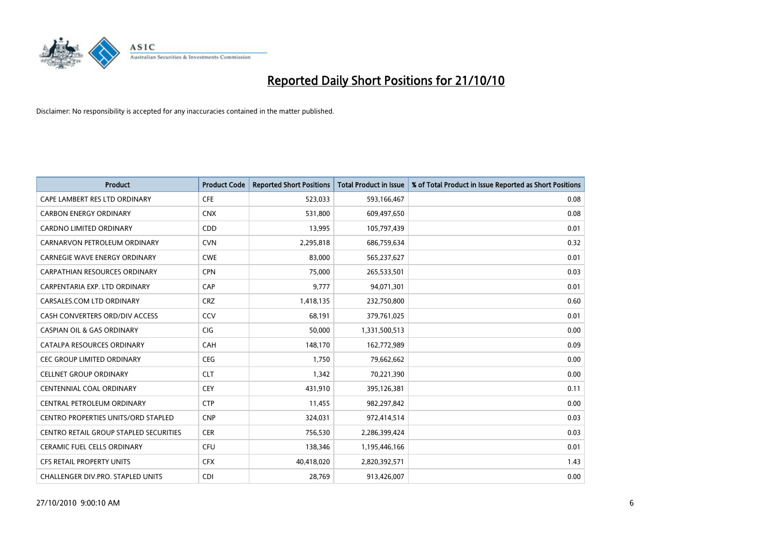# Reported Daily Short Positions for 21/10/10

Disclaimer: No responsibility is accepted for any inaccuracies contained in the matter published.

| Product | Product Code | Reported Short Positions | Total Product in Issue | % of Total Product in Issue Reported as Short Positions |
|---|---|---|---|---|
| CAPE LAMBERT RES LTD ORDINARY | CFE | 523,033 | 593,166,467 | 0.08 |
| CARBON ENERGY ORDINARY | CNX | 531,800 | 609,497,650 | 0.08 |
| CARDNO LIMITED ORDINARY | CDD | 13,995 | 105,797,439 | 0.01 |
| CARNARVON PETROLEUM ORDINARY | CVN | 2,295,818 | 686,759,634 | 0.32 |
| CARNEGIE WAVE ENERGY ORDINARY | CWE | 83,000 | 565,237,627 | 0.01 |
| CARPATHIAN RESOURCES ORDINARY | CPN | 75,000 | 265,533,501 | 0.03 |
| CARPENTARIA EXP. LTD ORDINARY | CAP | 9,777 | 94,071,301 | 0.01 |
| CARSALES.COM LTD ORDINARY | CRZ | 1,418,135 | 232,750,800 | 0.60 |
| CASH CONVERTERS ORD/DIV ACCESS | CCV | 68,191 | 379,761,025 | 0.01 |
| CASPIAN OIL & GAS ORDINARY | CIG | 50,000 | 1,331,500,513 | 0.00 |
| CATALPA RESOURCES ORDINARY | CAH | 148,170 | 162,772,989 | 0.09 |
| CEC GROUP LIMITED ORDINARY | CEG | 1,750 | 79,662,662 | 0.00 |
| CELLNET GROUP ORDINARY | CLT | 1,342 | 70,221,390 | 0.00 |
| CENTENNIAL COAL ORDINARY | CEY | 431,910 | 395,126,381 | 0.11 |
| CENTRAL PETROLEUM ORDINARY | CTP | 11,455 | 982,297,842 | 0.00 |
| CENTRO PROPERTIES UNITS/ORD STAPLED | CNP | 324,031 | 972,414,514 | 0.03 |
| CENTRO RETAIL GROUP STAPLED SECURITIES | CER | 756,530 | 2,286,399,424 | 0.03 |
| CERAMIC FUEL CELLS ORDINARY | CFU | 138,346 | 1,195,446,166 | 0.01 |
| CFS RETAIL PROPERTY UNITS | CFX | 40,418,020 | 2,820,392,571 | 1.43 |
| CHALLENGER DIV.PRO. STAPLED UNITS | CDI | 28,769 | 913,426,007 | 0.00 |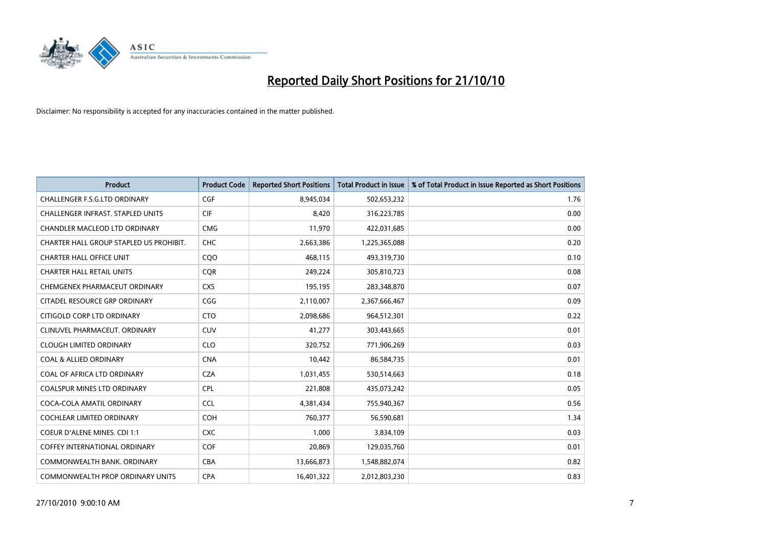# Reported Daily Short Positions for 21/10/10

Disclaimer: No responsibility is accepted for any inaccuracies contained in the matter published.

| Product | Product Code | Reported Short Positions | Total Product in Issue | % of Total Product in Issue Reported as Short Positions |
|---|---|---|---|---|
| CHALLENGER F.S.G.LTD ORDINARY | CGF | 8,945,034 | 502,653,232 | 1.76 |
| CHALLENGER INFRAST. STAPLED UNITS | CIF | 8,420 | 316,223,785 | 0.00 |
| CHANDLER MACLEOD LTD ORDINARY | CMG | 11,970 | 422,031,685 | 0.00 |
| CHARTER HALL GROUP STAPLED US PROHIBIT. | CHC | 2,663,386 | 1,225,365,088 | 0.20 |
| CHARTER HALL OFFICE UNIT | CQO | 468,115 | 493,319,730 | 0.10 |
| CHARTER HALL RETAIL UNITS | CQR | 249,224 | 305,810,723 | 0.08 |
| CHEMGENEX PHARMACEUT ORDINARY | CXS | 195,195 | 283,348,870 | 0.07 |
| CITADEL RESOURCE GRP ORDINARY | CGG | 2,110,007 | 2,367,666,467 | 0.09 |
| CITIGOLD CORP LTD ORDINARY | CTO | 2,098,686 | 964,512,301 | 0.22 |
| CLINUVEL PHARMACEUT. ORDINARY | CUV | 41,277 | 303,443,665 | 0.01 |
| CLOUGH LIMITED ORDINARY | CLO | 320,752 | 771,906,269 | 0.03 |
| COAL & ALLIED ORDINARY | CNA | 10,442 | 86,584,735 | 0.01 |
| COAL OF AFRICA LTD ORDINARY | CZA | 1,031,455 | 530,514,663 | 0.18 |
| COALSPUR MINES LTD ORDINARY | CPL | 221,808 | 435,073,242 | 0.05 |
| COCA-COLA AMATIL ORDINARY | CCL | 4,381,434 | 755,940,367 | 0.56 |
| COCHLEAR LIMITED ORDINARY | COH | 760,377 | 56,590,681 | 1.34 |
| COEUR D'ALENE MINES. CDI 1:1 | CXC | 1,000 | 3,834,109 | 0.03 |
| COFFEY INTERNATIONAL ORDINARY | COF | 20,869 | 129,035,760 | 0.01 |
| COMMONWEALTH BANK. ORDINARY | CBA | 13,666,873 | 1,548,882,074 | 0.82 |
| COMMONWEALTH PROP ORDINARY UNITS | CPA | 16,401,322 | 2,012,803,230 | 0.83 |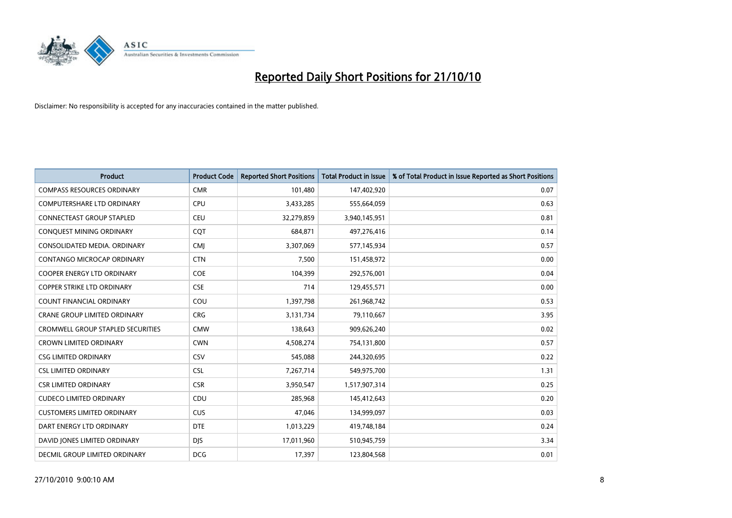# Reported Daily Short Positions for 21/10/10

Disclaimer: No responsibility is accepted for any inaccuracies contained in the matter published.

| Product | Product Code | Reported Short Positions | Total Product in Issue | % of Total Product in Issue Reported as Short Positions |
| --- | --- | --- | --- | --- |
| COMPASS RESOURCES ORDINARY | CMR | 101,480 | 147,402,920 | 0.07 |
| COMPUTERSHARE LTD ORDINARY | CPU | 3,433,285 | 555,664,059 | 0.63 |
| CONNECTEAST GROUP STAPLED | CEU | 32,279,859 | 3,940,145,951 | 0.81 |
| CONQUEST MINING ORDINARY | CQT | 684,871 | 497,276,416 | 0.14 |
| CONSOLIDATED MEDIA. ORDINARY | CMJ | 3,307,069 | 577,145,934 | 0.57 |
| CONTANGO MICROCAP ORDINARY | CTN | 7,500 | 151,458,972 | 0.00 |
| COOPER ENERGY LTD ORDINARY | COE | 104,399 | 292,576,001 | 0.04 |
| COPPER STRIKE LTD ORDINARY | CSE | 714 | 129,455,571 | 0.00 |
| COUNT FINANCIAL ORDINARY | COU | 1,397,798 | 261,968,742 | 0.53 |
| CRANE GROUP LIMITED ORDINARY | CRG | 3,131,734 | 79,110,667 | 3.95 |
| CROMWELL GROUP STAPLED SECURITIES | CMW | 138,643 | 909,626,240 | 0.02 |
| CROWN LIMITED ORDINARY | CWN | 4,508,274 | 754,131,800 | 0.57 |
| CSG LIMITED ORDINARY | CSV | 545,088 | 244,320,695 | 0.22 |
| CSL LIMITED ORDINARY | CSL | 7,267,714 | 549,975,700 | 1.31 |
| CSR LIMITED ORDINARY | CSR | 3,950,547 | 1,517,907,314 | 0.25 |
| CUDECO LIMITED ORDINARY | CDU | 285,968 | 145,412,643 | 0.20 |
| CUSTOMERS LIMITED ORDINARY | CUS | 47,046 | 134,999,097 | 0.03 |
| DART ENERGY LTD ORDINARY | DTE | 1,013,229 | 419,748,184 | 0.24 |
| DAVID JONES LIMITED ORDINARY | DJS | 17,011,960 | 510,945,759 | 3.34 |
| DECMIL GROUP LIMITED ORDINARY | DCG | 17,397 | 123,804,568 | 0.01 |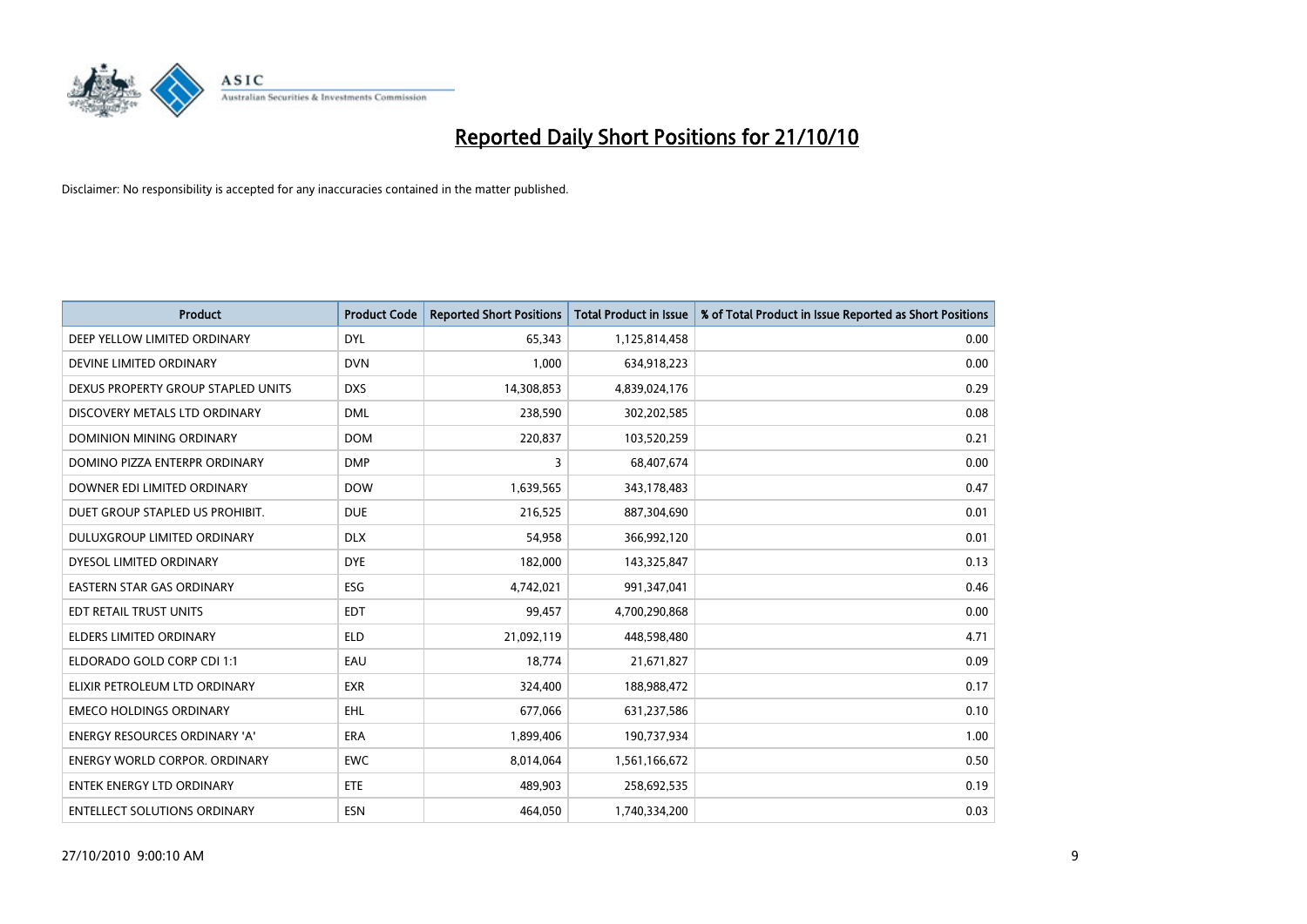# Reported Daily Short Positions for 21/10/10

Disclaimer: No responsibility is accepted for any inaccuracies contained in the matter published.

| Product | Product Code | Reported Short Positions | Total Product in Issue | % of Total Product in Issue Reported as Short Positions |
|---|---|---|---|---|
| DEEP YELLOW LIMITED ORDINARY | DYL | 65,343 | 1,125,814,458 | 0.00 |
| DEVINE LIMITED ORDINARY | DVN | 1,000 | 634,918,223 | 0.00 |
| DEXUS PROPERTY GROUP STAPLED UNITS | DXS | 14,308,853 | 4,839,024,176 | 0.29 |
| DISCOVERY METALS LTD ORDINARY | DML | 238,590 | 302,202,585 | 0.08 |
| DOMINION MINING ORDINARY | DOM | 220,837 | 103,520,259 | 0.21 |
| DOMINO PIZZA ENTERPR ORDINARY | DMP | 3 | 68,407,674 | 0.00 |
| DOWNER EDI LIMITED ORDINARY | DOW | 1,639,565 | 343,178,483 | 0.47 |
| DUET GROUP STAPLED US PROHIBIT. | DUE | 216,525 | 887,304,690 | 0.01 |
| DULUXGROUP LIMITED ORDINARY | DLX | 54,958 | 366,992,120 | 0.01 |
| DYESOL LIMITED ORDINARY | DYE | 182,000 | 143,325,847 | 0.13 |
| EASTERN STAR GAS ORDINARY | ESG | 4,742,021 | 991,347,041 | 0.46 |
| EDT RETAIL TRUST UNITS | EDT | 99,457 | 4,700,290,868 | 0.00 |
| ELDERS LIMITED ORDINARY | ELD | 21,092,119 | 448,598,480 | 4.71 |
| ELDORADO GOLD CORP CDI 1:1 | EAU | 18,774 | 21,671,827 | 0.09 |
| ELIXIR PETROLEUM LTD ORDINARY | EXR | 324,400 | 188,988,472 | 0.17 |
| EMECO HOLDINGS ORDINARY | EHL | 677,066 | 631,237,586 | 0.10 |
| ENERGY RESOURCES ORDINARY 'A' | ERA | 1,899,406 | 190,737,934 | 1.00 |
| ENERGY WORLD CORPOR. ORDINARY | EWC | 8,014,064 | 1,561,166,672 | 0.50 |
| ENTEK ENERGY LTD ORDINARY | ETE | 489,903 | 258,692,535 | 0.19 |
| ENTELLECT SOLUTIONS ORDINARY | ESN | 464,050 | 1,740,334,200 | 0.03 |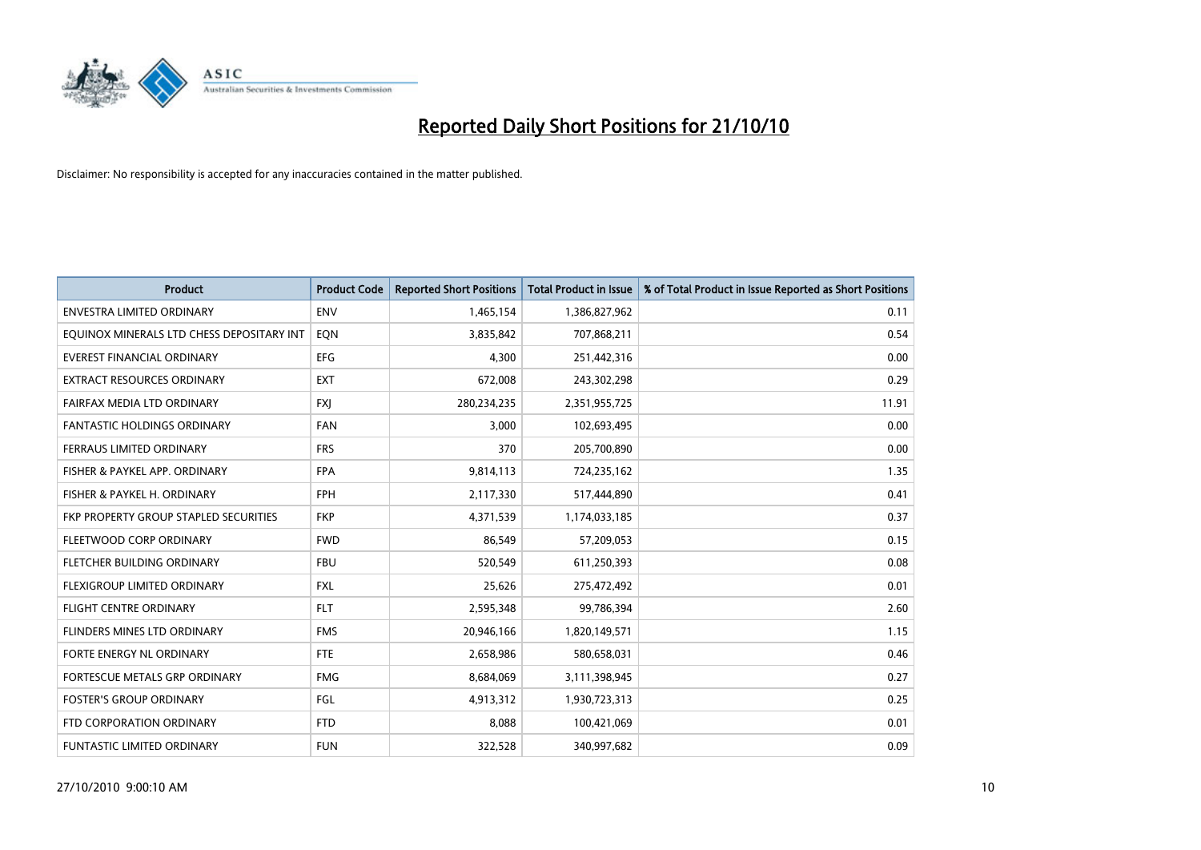# Reported Daily Short Positions for 21/10/10

Disclaimer: No responsibility is accepted for any inaccuracies contained in the matter published.

| Product | Product Code | Reported Short Positions | Total Product in Issue | % of Total Product in Issue Reported as Short Positions |
|---|---|---|---|---|
| ENVESTRA LIMITED ORDINARY | ENV | 1,465,154 | 1,386,827,962 | 0.11 |
| EQUINOX MINERALS LTD CHESS DEPOSITARY INT | EQN | 3,835,842 | 707,868,211 | 0.54 |
| EVEREST FINANCIAL ORDINARY | EFG | 4,300 | 251,442,316 | 0.00 |
| EXTRACT RESOURCES ORDINARY | EXT | 672,008 | 243,302,298 | 0.29 |
| FAIRFAX MEDIA LTD ORDINARY | FXJ | 280,234,235 | 2,351,955,725 | 11.91 |
| FANTASTIC HOLDINGS ORDINARY | FAN | 3,000 | 102,693,495 | 0.00 |
| FERRAUS LIMITED ORDINARY | FRS | 370 | 205,700,890 | 0.00 |
| FISHER & PAYKEL APP. ORDINARY | FPA | 9,814,113 | 724,235,162 | 1.35 |
| FISHER & PAYKEL H. ORDINARY | FPH | 2,117,330 | 517,444,890 | 0.41 |
| FKP PROPERTY GROUP STAPLED SECURITIES | FKP | 4,371,539 | 1,174,033,185 | 0.37 |
| FLEETWOOD CORP ORDINARY | FWD | 86,549 | 57,209,053 | 0.15 |
| FLETCHER BUILDING ORDINARY | FBU | 520,549 | 611,250,393 | 0.08 |
| FLEXIGROUP LIMITED ORDINARY | FXL | 25,626 | 275,472,492 | 0.01 |
| FLIGHT CENTRE ORDINARY | FLT | 2,595,348 | 99,786,394 | 2.60 |
| FLINDERS MINES LTD ORDINARY | FMS | 20,946,166 | 1,820,149,571 | 1.15 |
| FORTE ENERGY NL ORDINARY | FTE | 2,658,986 | 580,658,031 | 0.46 |
| FORTESCUE METALS GRP ORDINARY | FMG | 8,684,069 | 3,111,398,945 | 0.27 |
| FOSTER'S GROUP ORDINARY | FGL | 4,913,312 | 1,930,723,313 | 0.25 |
| FTD CORPORATION ORDINARY | FTD | 8,088 | 100,421,069 | 0.01 |
| FUNTASTIC LIMITED ORDINARY | FUN | 322,528 | 340,997,682 | 0.09 |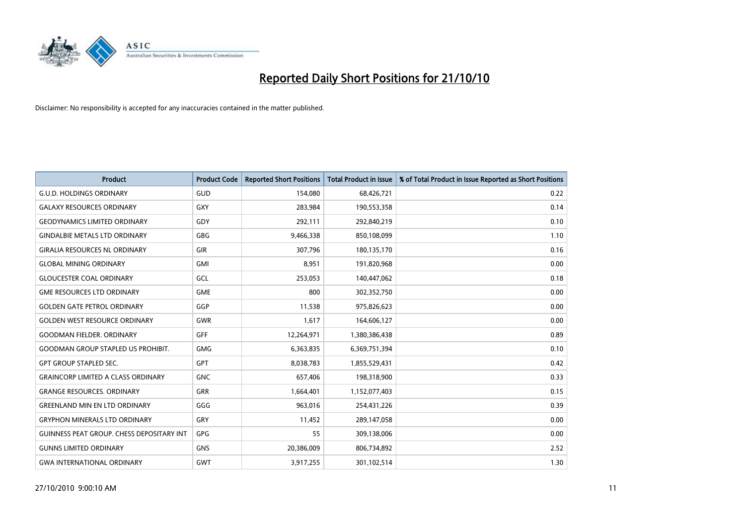# Reported Daily Short Positions for 21/10/10

Disclaimer: No responsibility is accepted for any inaccuracies contained in the matter published.

| Product | Product Code | Reported Short Positions | Total Product in Issue | % of Total Product in Issue Reported as Short Positions |
|---|---|---|---|---|
| G.U.D. HOLDINGS ORDINARY | GUD | 154,080 | 68,426,721 | 0.22 |
| GALAXY RESOURCES ORDINARY | GXY | 283,984 | 190,553,358 | 0.14 |
| GEODYNAMICS LIMITED ORDINARY | GDY | 292,111 | 292,840,219 | 0.10 |
| GINDALBIE METALS LTD ORDINARY | GBG | 9,466,338 | 850,108,099 | 1.10 |
| GIRALIA RESOURCES NL ORDINARY | GIR | 307,796 | 180,135,170 | 0.16 |
| GLOBAL MINING ORDINARY | GMI | 8,951 | 191,820,968 | 0.00 |
| GLOUCESTER COAL ORDINARY | GCL | 253,053 | 140,447,062 | 0.18 |
| GME RESOURCES LTD ORDINARY | GME | 800 | 302,352,750 | 0.00 |
| GOLDEN GATE PETROL ORDINARY | GGP | 11,538 | 975,826,623 | 0.00 |
| GOLDEN WEST RESOURCE ORDINARY | GWR | 1,617 | 164,606,127 | 0.00 |
| GOODMAN FIELDER. ORDINARY | GFF | 12,264,971 | 1,380,386,438 | 0.89 |
| GOODMAN GROUP STAPLED US PROHIBIT. | GMG | 6,363,835 | 6,369,751,394 | 0.10 |
| GPT GROUP STAPLED SEC. | GPT | 8,038,783 | 1,855,529,431 | 0.42 |
| GRAINCORP LIMITED A CLASS ORDINARY | GNC | 657,406 | 198,318,900 | 0.33 |
| GRANGE RESOURCES. ORDINARY | GRR | 1,664,401 | 1,152,077,403 | 0.15 |
| GREENLAND MIN EN LTD ORDINARY | GGG | 963,016 | 254,431,226 | 0.39 |
| GRYPHON MINERALS LTD ORDINARY | GRY | 11,452 | 289,147,058 | 0.00 |
| GUINNESS PEAT GROUP. CHESS DEPOSITARY INT | GPG | 55 | 309,138,006 | 0.00 |
| GUNNS LIMITED ORDINARY | GNS | 20,386,009 | 806,734,892 | 2.52 |
| GWA INTERNATIONAL ORDINARY | GWT | 3,917,255 | 301,102,514 | 1.30 |

27/10/2010 9:00:10 AM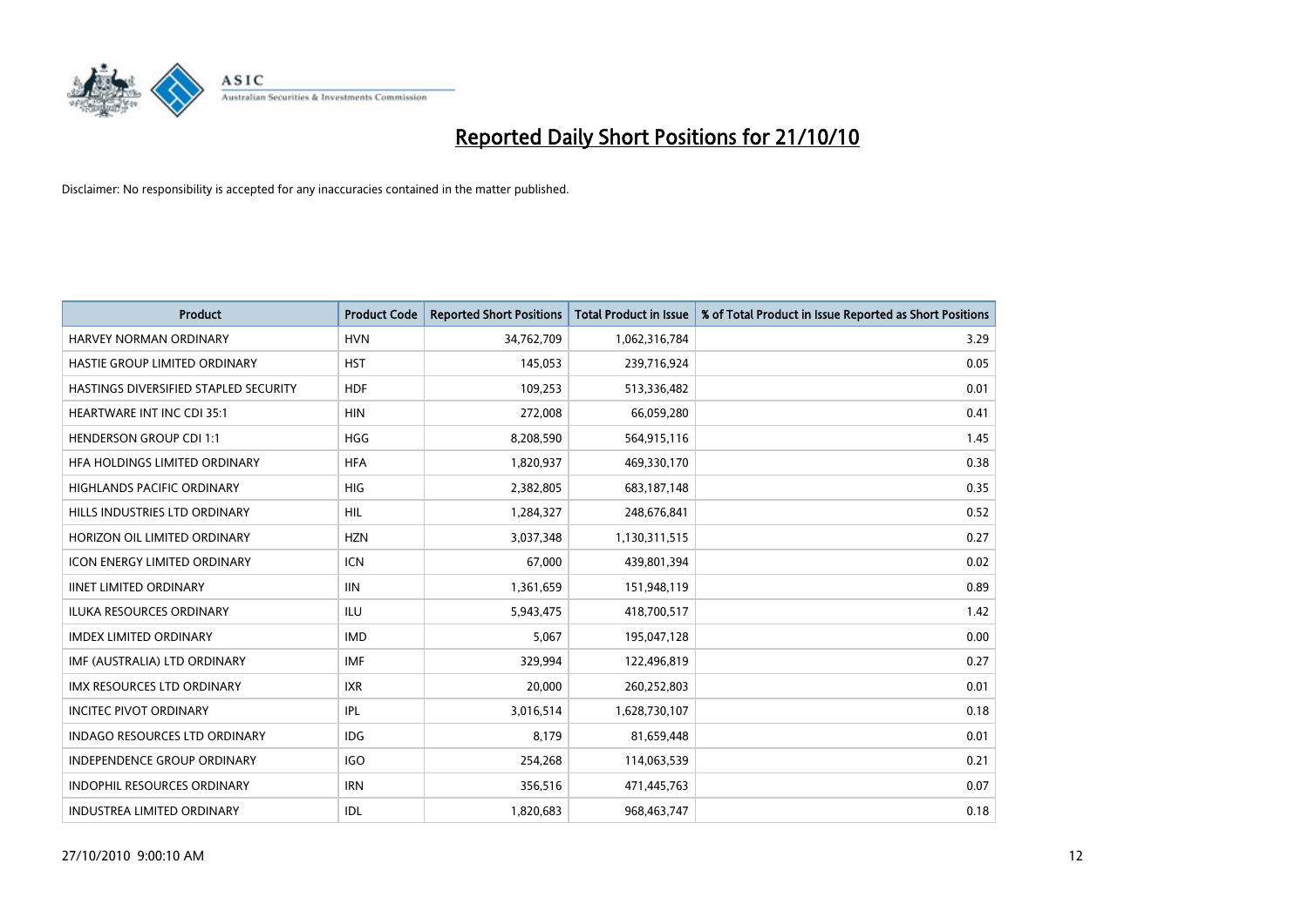# Reported Daily Short Positions for 21/10/10

Disclaimer: No responsibility is accepted for any inaccuracies contained in the matter published.

| Product | Product Code | Reported Short Positions | Total Product in Issue | % of Total Product in Issue Reported as Short Positions |
|---|---|---|---|---|
| HARVEY NORMAN ORDINARY | HVN | 34,762,709 | 1,062,316,784 | 3.29 |
| HASTIE GROUP LIMITED ORDINARY | HST | 145,053 | 239,716,924 | 0.05 |
| HASTINGS DIVERSIFIED STAPLED SECURITY | HDF | 109,253 | 513,336,482 | 0.01 |
| HEARTWARE INT INC CDI 35:1 | HIN | 272,008 | 66,059,280 | 0.41 |
| HENDERSON GROUP CDI 1:1 | HGG | 8,208,590 | 564,915,116 | 1.45 |
| HFA HOLDINGS LIMITED ORDINARY | HFA | 1,820,937 | 469,330,170 | 0.38 |
| HIGHLANDS PACIFIC ORDINARY | HIG | 2,382,805 | 683,187,148 | 0.35 |
| HILLS INDUSTRIES LTD ORDINARY | HIL | 1,284,327 | 248,676,841 | 0.52 |
| HORIZON OIL LIMITED ORDINARY | HZN | 3,037,348 | 1,130,311,515 | 0.27 |
| ICON ENERGY LIMITED ORDINARY | ICN | 67,000 | 439,801,394 | 0.02 |
| IINET LIMITED ORDINARY | IIN | 1,361,659 | 151,948,119 | 0.89 |
| ILUKA RESOURCES ORDINARY | ILU | 5,943,475 | 418,700,517 | 1.42 |
| IMDEX LIMITED ORDINARY | IMD | 5,067 | 195,047,128 | 0.00 |
| IMF (AUSTRALIA) LTD ORDINARY | IMF | 329,994 | 122,496,819 | 0.27 |
| IMX RESOURCES LTD ORDINARY | IXR | 20,000 | 260,252,803 | 0.01 |
| INCITEC PIVOT ORDINARY | IPL | 3,016,514 | 1,628,730,107 | 0.18 |
| INDAGO RESOURCES LTD ORDINARY | IDG | 8,179 | 81,659,448 | 0.01 |
| INDEPENDENCE GROUP ORDINARY | IGO | 254,268 | 114,063,539 | 0.21 |
| INDOPHIL RESOURCES ORDINARY | IRN | 356,516 | 471,445,763 | 0.07 |
| INDUSTREA LIMITED ORDINARY | IDL | 1,820,683 | 968,463,747 | 0.18 |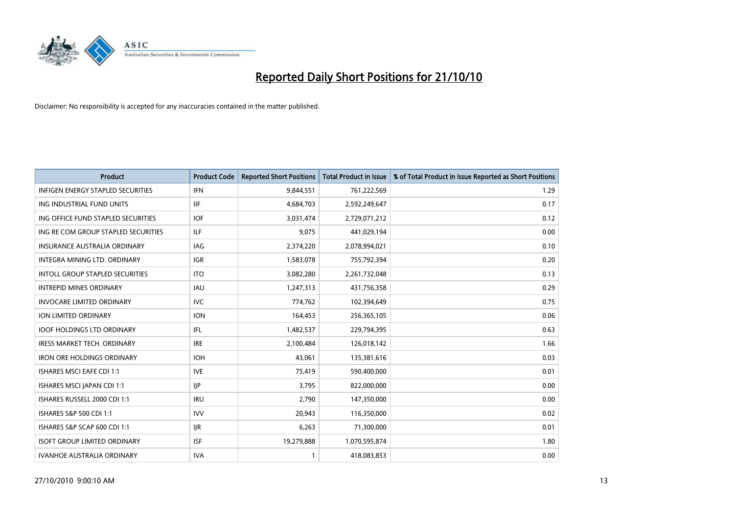# Reported Daily Short Positions for 21/10/10

Disclaimer: No responsibility is accepted for any inaccuracies contained in the matter published.

| Product | Product Code | Reported Short Positions | Total Product in Issue | % of Total Product in Issue Reported as Short Positions |
|---|---|---|---|---|
| INFIGEN ENERGY STAPLED SECURITIES | IFN | 9,844,551 | 761,222,569 | 1.29 |
| ING INDUSTRIAL FUND UNITS | IIF | 4,684,703 | 2,592,249,647 | 0.17 |
| ING OFFICE FUND STAPLED SECURITIES | IOF | 3,031,474 | 2,729,071,212 | 0.12 |
| ING RE COM GROUP STAPLED SECURITIES | ILF | 9,075 | 441,029,194 | 0.00 |
| INSURANCE AUSTRALIA ORDINARY | IAG | 2,374,220 | 2,078,994,021 | 0.10 |
| INTEGRA MINING LTD. ORDINARY | IGR | 1,583,078 | 755,792,394 | 0.20 |
| INTOLL GROUP STAPLED SECURITIES | ITO | 3,082,280 | 2,261,732,048 | 0.13 |
| INTREPID MINES ORDINARY | IAU | 1,247,313 | 431,756,358 | 0.29 |
| INVOCARE LIMITED ORDINARY | IVC | 774,762 | 102,394,649 | 0.75 |
| ION LIMITED ORDINARY | ION | 164,453 | 256,365,105 | 0.06 |
| IOOF HOLDINGS LTD ORDINARY | IFL | 1,482,537 | 229,794,395 | 0.63 |
| IRESS MARKET TECH. ORDINARY | IRE | 2,100,484 | 126,018,142 | 1.66 |
| IRON ORE HOLDINGS ORDINARY | IOH | 43,061 | 135,381,616 | 0.03 |
| ISHARES MSCI EAFE CDI 1:1 | IVE | 75,419 | 590,400,000 | 0.01 |
| ISHARES MSCI JAPAN CDI 1:1 | IJP | 3,795 | 822,000,000 | 0.00 |
| ISHARES RUSSELL 2000 CDI 1:1 | IRU | 2,790 | 147,350,000 | 0.00 |
| ISHARES S&P 500 CDI 1:1 | IVV | 20,943 | 116,350,000 | 0.02 |
| ISHARES S&P SCAP 600 CDI 1:1 | IJR | 6,263 | 71,300,000 | 0.01 |
| ISOFT GROUP LIMITED ORDINARY | ISF | 19,279,888 | 1,070,595,874 | 1.80 |
| IVANHOE AUSTRALIA ORDINARY | IVA | 1 | 418,083,853 | 0.00 |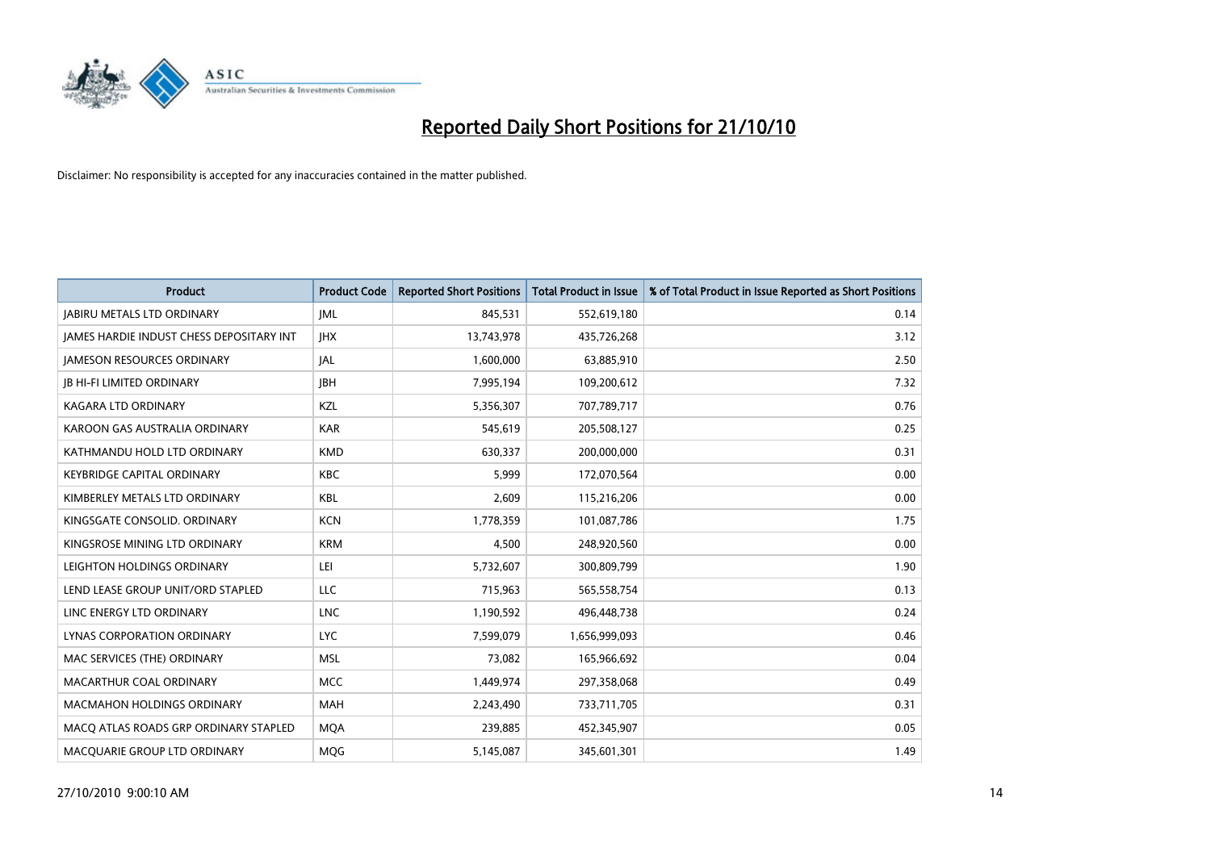# Reported Daily Short Positions for 21/10/10

Disclaimer: No responsibility is accepted for any inaccuracies contained in the matter published.

| Product | Product Code | Reported Short Positions | Total Product in Issue | % of Total Product in Issue Reported as Short Positions |
|---|---|---|---|---|
| JABIRU METALS LTD ORDINARY | JML | 845,531 | 552,619,180 | 0.14 |
| JAMES HARDIE INDUST CHESS DEPOSITARY INT | JHX | 13,743,978 | 435,726,268 | 3.12 |
| JAMESON RESOURCES ORDINARY | JAL | 1,600,000 | 63,885,910 | 2.50 |
| JB HI-FI LIMITED ORDINARY | JBH | 7,995,194 | 109,200,612 | 7.32 |
| KAGARA LTD ORDINARY | KZL | 5,356,307 | 707,789,717 | 0.76 |
| KAROON GAS AUSTRALIA ORDINARY | KAR | 545,619 | 205,508,127 | 0.25 |
| KATHMANDU HOLD LTD ORDINARY | KMD | 630,337 | 200,000,000 | 0.31 |
| KEYBRIDGE CAPITAL ORDINARY | KBC | 5,999 | 172,070,564 | 0.00 |
| KIMBERLEY METALS LTD ORDINARY | KBL | 2,609 | 115,216,206 | 0.00 |
| KINGSGATE CONSOLID. ORDINARY | KCN | 1,778,359 | 101,087,786 | 1.75 |
| KINGSROSE MINING LTD ORDINARY | KRM | 4,500 | 248,920,560 | 0.00 |
| LEIGHTON HOLDINGS ORDINARY | LEI | 5,732,607 | 300,809,799 | 1.90 |
| LEND LEASE GROUP UNIT/ORD STAPLED | LLC | 715,963 | 565,558,754 | 0.13 |
| LINC ENERGY LTD ORDINARY | LNC | 1,190,592 | 496,448,738 | 0.24 |
| LYNAS CORPORATION ORDINARY | LYC | 7,599,079 | 1,656,999,093 | 0.46 |
| MAC SERVICES (THE) ORDINARY | MSL | 73,082 | 165,966,692 | 0.04 |
| MACARTHUR COAL ORDINARY | MCC | 1,449,974 | 297,358,068 | 0.49 |
| MACMAHON HOLDINGS ORDINARY | MAH | 2,243,490 | 733,711,705 | 0.31 |
| MACQ ATLAS ROADS GRP ORDINARY STAPLED | MQA | 239,885 | 452,345,907 | 0.05 |
| MACQUARIE GROUP LTD ORDINARY | MQG | 5,145,087 | 345,601,301 | 1.49 |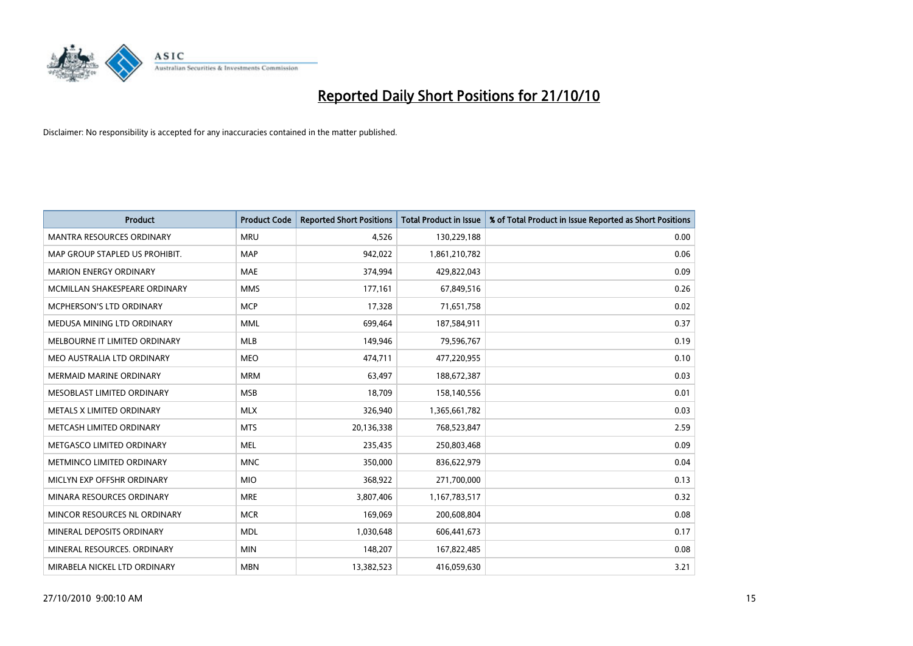# Reported Daily Short Positions for 21/10/10

Disclaimer: No responsibility is accepted for any inaccuracies contained in the matter published.

| Product | Product Code | Reported Short Positions | Total Product in Issue | % of Total Product in Issue Reported as Short Positions |
|---|---|---|---|---|
| MANTRA RESOURCES ORDINARY | MRU | 4,526 | 130,229,188 | 0.00 |
| MAP GROUP STAPLED US PROHIBIT. | MAP | 942,022 | 1,861,210,782 | 0.06 |
| MARION ENERGY ORDINARY | MAE | 374,994 | 429,822,043 | 0.09 |
| MCMILLAN SHAKESPEARE ORDINARY | MMS | 177,161 | 67,849,516 | 0.26 |
| MCPHERSON'S LTD ORDINARY | MCP | 17,328 | 71,651,758 | 0.02 |
| MEDUSA MINING LTD ORDINARY | MML | 699,464 | 187,584,911 | 0.37 |
| MELBOURNE IT LIMITED ORDINARY | MLB | 149,946 | 79,596,767 | 0.19 |
| MEO AUSTRALIA LTD ORDINARY | MEO | 474,711 | 477,220,955 | 0.10 |
| MERMAID MARINE ORDINARY | MRM | 63,497 | 188,672,387 | 0.03 |
| MESOBLAST LIMITED ORDINARY | MSB | 18,709 | 158,140,556 | 0.01 |
| METALS X LIMITED ORDINARY | MLX | 326,940 | 1,365,661,782 | 0.03 |
| METCASH LIMITED ORDINARY | MTS | 20,136,338 | 768,523,847 | 2.59 |
| METGASCO LIMITED ORDINARY | MEL | 235,435 | 250,803,468 | 0.09 |
| METMINCO LIMITED ORDINARY | MNC | 350,000 | 836,622,979 | 0.04 |
| MICLYN EXP OFFSHR ORDINARY | MIO | 368,922 | 271,700,000 | 0.13 |
| MINARA RESOURCES ORDINARY | MRE | 3,807,406 | 1,167,783,517 | 0.32 |
| MINCOR RESOURCES NL ORDINARY | MCR | 169,069 | 200,608,804 | 0.08 |
| MINERAL DEPOSITS ORDINARY | MDL | 1,030,648 | 606,441,673 | 0.17 |
| MINERAL RESOURCES. ORDINARY | MIN | 148,207 | 167,822,485 | 0.08 |
| MIRABELA NICKEL LTD ORDINARY | MBN | 13,382,523 | 416,059,630 | 3.21 |

27/10/2010 9:00:10 AM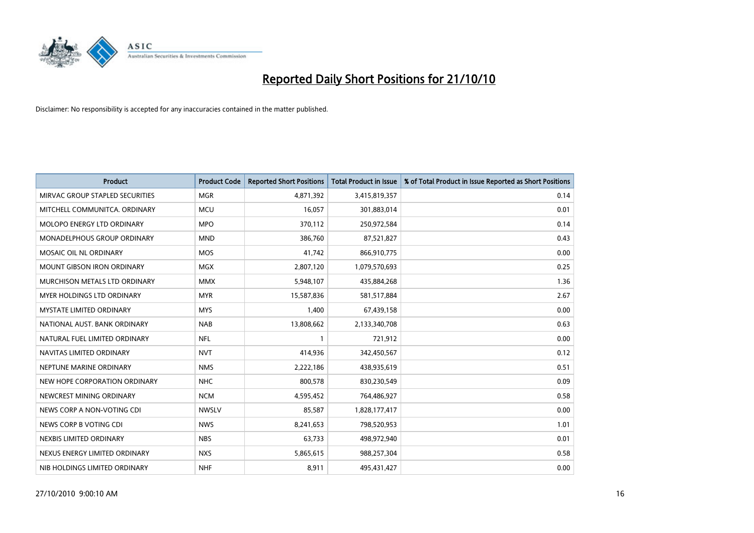# Reported Daily Short Positions for 21/10/10

Disclaimer: No responsibility is accepted for any inaccuracies contained in the matter published.

| Product | Product Code | Reported Short Positions | Total Product in Issue | % of Total Product in Issue Reported as Short Positions |
|---|---|---|---|---|
| MIRVAC GROUP STAPLED SECURITIES | MGR | 4,871,392 | 3,415,819,357 | 0.14 |
| MITCHELL COMMUNITCA. ORDINARY | MCU | 16,057 | 301,883,014 | 0.01 |
| MOLOPO ENERGY LTD ORDINARY | MPO | 370,112 | 250,972,584 | 0.14 |
| MONADELPHOUS GROUP ORDINARY | MND | 386,760 | 87,521,827 | 0.43 |
| MOSAIC OIL NL ORDINARY | MOS | 41,742 | 866,910,775 | 0.00 |
| MOUNT GIBSON IRON ORDINARY | MGX | 2,807,120 | 1,079,570,693 | 0.25 |
| MURCHISON METALS LTD ORDINARY | MMX | 5,948,107 | 435,884,268 | 1.36 |
| MYER HOLDINGS LTD ORDINARY | MYR | 15,587,836 | 581,517,884 | 2.67 |
| MYSTATE LIMITED ORDINARY | MYS | 1,400 | 67,439,158 | 0.00 |
| NATIONAL AUST. BANK ORDINARY | NAB | 13,808,662 | 2,133,340,708 | 0.63 |
| NATURAL FUEL LIMITED ORDINARY | NFL | 1 | 721,912 | 0.00 |
| NAVITAS LIMITED ORDINARY | NVT | 414,936 | 342,450,567 | 0.12 |
| NEPTUNE MARINE ORDINARY | NMS | 2,222,186 | 438,935,619 | 0.51 |
| NEW HOPE CORPORATION ORDINARY | NHC | 800,578 | 830,230,549 | 0.09 |
| NEWCREST MINING ORDINARY | NCM | 4,595,452 | 764,486,927 | 0.58 |
| NEWS CORP A NON-VOTING CDI | NWSLV | 85,587 | 1,828,177,417 | 0.00 |
| NEWS CORP B VOTING CDI | NWS | 8,241,653 | 798,520,953 | 1.01 |
| NEXBIS LIMITED ORDINARY | NBS | 63,733 | 498,972,940 | 0.01 |
| NEXUS ENERGY LIMITED ORDINARY | NXS | 5,865,615 | 988,257,304 | 0.58 |
| NIB HOLDINGS LIMITED ORDINARY | NHF | 8,911 | 495,431,427 | 0.00 |

27/10/2010 9:00:10 AM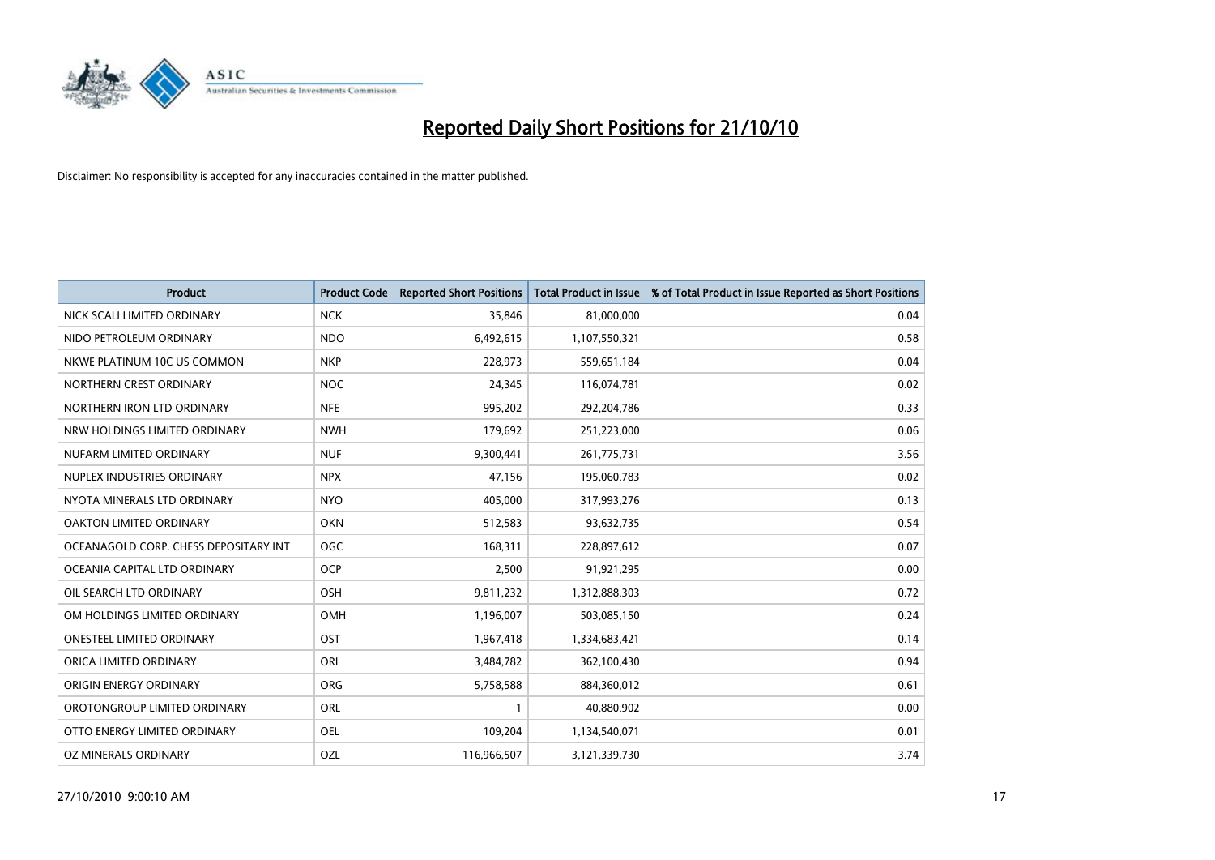# Reported Daily Short Positions for 21/10/10

Disclaimer: No responsibility is accepted for any inaccuracies contained in the matter published.

| Product | Product Code | Reported Short Positions | Total Product in Issue | % of Total Product in Issue Reported as Short Positions |
|---|---|---|---|---|
| NICK SCALI LIMITED ORDINARY | NCK | 35,846 | 81,000,000 | 0.04 |
| NIDO PETROLEUM ORDINARY | NDO | 6,492,615 | 1,107,550,321 | 0.58 |
| NKWE PLATINUM 10C US COMMON | NKP | 228,973 | 559,651,184 | 0.04 |
| NORTHERN CREST ORDINARY | NOC | 24,345 | 116,074,781 | 0.02 |
| NORTHERN IRON LTD ORDINARY | NFE | 995,202 | 292,204,786 | 0.33 |
| NRW HOLDINGS LIMITED ORDINARY | NWH | 179,692 | 251,223,000 | 0.06 |
| NUFARM LIMITED ORDINARY | NUF | 9,300,441 | 261,775,731 | 3.56 |
| NUPLEX INDUSTRIES ORDINARY | NPX | 47,156 | 195,060,783 | 0.02 |
| NYOTA MINERALS LTD ORDINARY | NYO | 405,000 | 317,993,276 | 0.13 |
| OAKTON LIMITED ORDINARY | OKN | 512,583 | 93,632,735 | 0.54 |
| OCEANAGOLD CORP. CHESS DEPOSITARY INT | OGC | 168,311 | 228,897,612 | 0.07 |
| OCEANIA CAPITAL LTD ORDINARY | OCP | 2,500 | 91,921,295 | 0.00 |
| OIL SEARCH LTD ORDINARY | OSH | 9,811,232 | 1,312,888,303 | 0.72 |
| OM HOLDINGS LIMITED ORDINARY | OMH | 1,196,007 | 503,085,150 | 0.24 |
| ONESTEEL LIMITED ORDINARY | OST | 1,967,418 | 1,334,683,421 | 0.14 |
| ORICA LIMITED ORDINARY | ORI | 3,484,782 | 362,100,430 | 0.94 |
| ORIGIN ENERGY ORDINARY | ORG | 5,758,588 | 884,360,012 | 0.61 |
| OROTONGROUP LIMITED ORDINARY | ORL | 1 | 40,880,902 | 0.00 |
| OTTO ENERGY LIMITED ORDINARY | OEL | 109,204 | 1,134,540,071 | 0.01 |
| OZ MINERALS ORDINARY | OZL | 116,966,507 | 3,121,339,730 | 3.74 |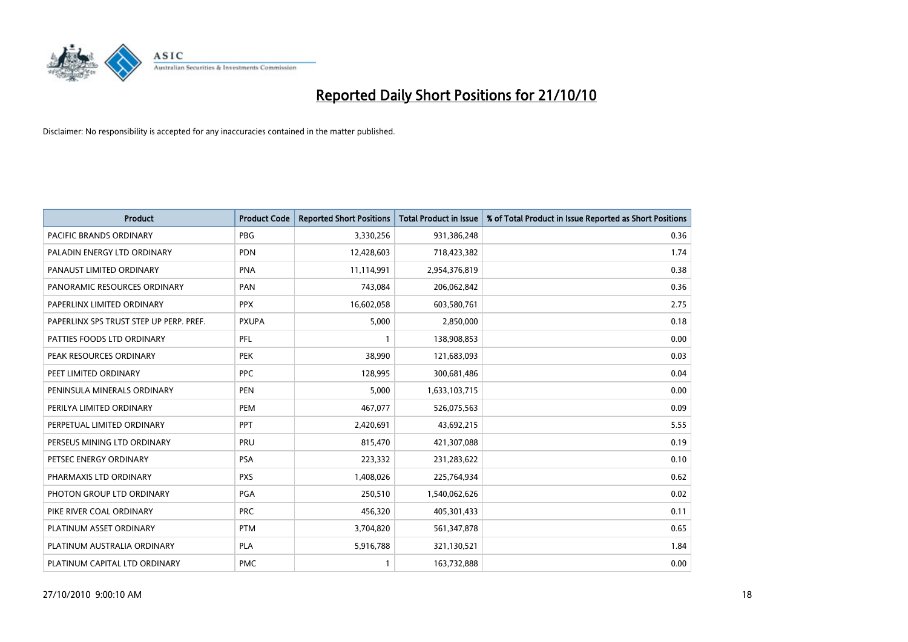# Reported Daily Short Positions for 21/10/10

Disclaimer: No responsibility is accepted for any inaccuracies contained in the matter published.

| Product | Product Code | Reported Short Positions | Total Product in Issue | % of Total Product in Issue Reported as Short Positions |
|---|---|---|---|---|
| PACIFIC BRANDS ORDINARY | PBG | 3,330,256 | 931,386,248 | 0.36 |
| PALADIN ENERGY LTD ORDINARY | PDN | 12,428,603 | 718,423,382 | 1.74 |
| PANAUST LIMITED ORDINARY | PNA | 11,114,991 | 2,954,376,819 | 0.38 |
| PANORAMIC RESOURCES ORDINARY | PAN | 743,084 | 206,062,842 | 0.36 |
| PAPERLINX LIMITED ORDINARY | PPX | 16,602,058 | 603,580,761 | 2.75 |
| PAPERLINX SPS TRUST STEP UP PERP. PREF. | PXUPA | 5,000 | 2,850,000 | 0.18 |
| PATTIES FOODS LTD ORDINARY | PFL | 1 | 138,908,853 | 0.00 |
| PEAK RESOURCES ORDINARY | PEK | 38,990 | 121,683,093 | 0.03 |
| PEET LIMITED ORDINARY | PPC | 128,995 | 300,681,486 | 0.04 |
| PENINSULA MINERALS ORDINARY | PEN | 5,000 | 1,633,103,715 | 0.00 |
| PERILYA LIMITED ORDINARY | PEM | 467,077 | 526,075,563 | 0.09 |
| PERPETUAL LIMITED ORDINARY | PPT | 2,420,691 | 43,692,215 | 5.55 |
| PERSEUS MINING LTD ORDINARY | PRU | 815,470 | 421,307,088 | 0.19 |
| PETSEC ENERGY ORDINARY | PSA | 223,332 | 231,283,622 | 0.10 |
| PHARMAXIS LTD ORDINARY | PXS | 1,408,026 | 225,764,934 | 0.62 |
| PHOTON GROUP LTD ORDINARY | PGA | 250,510 | 1,540,062,626 | 0.02 |
| PIKE RIVER COAL ORDINARY | PRC | 456,320 | 405,301,433 | 0.11 |
| PLATINUM ASSET ORDINARY | PTM | 3,704,820 | 561,347,878 | 0.65 |
| PLATINUM AUSTRALIA ORDINARY | PLA | 5,916,788 | 321,130,521 | 1.84 |
| PLATINUM CAPITAL LTD ORDINARY | PMC | 1 | 163,732,888 | 0.00 |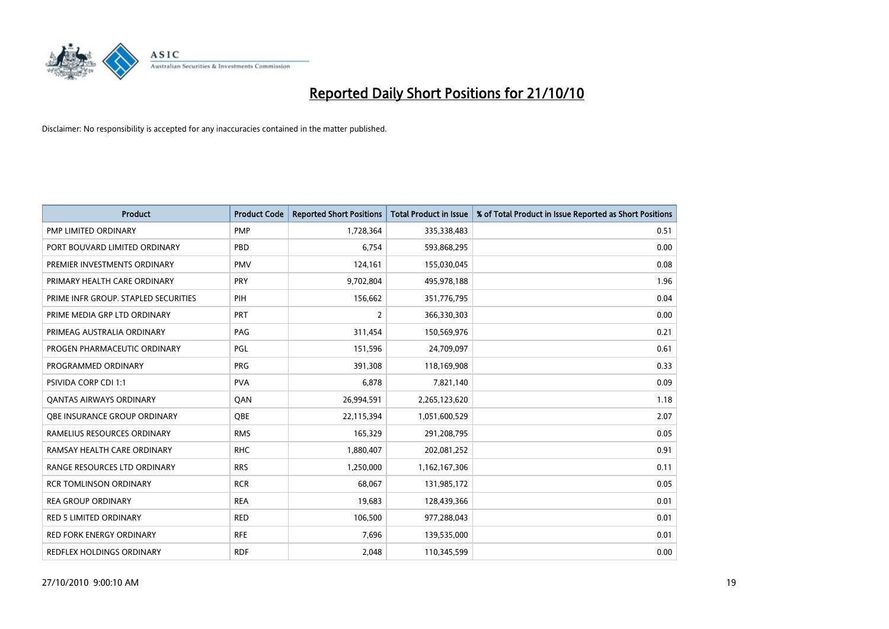# Reported Daily Short Positions for 21/10/10

Disclaimer: No responsibility is accepted for any inaccuracies contained in the matter published.

| Product | Product Code | Reported Short Positions | Total Product in Issue | % of Total Product in Issue Reported as Short Positions |
|---|---|---|---|---|
| PMP LIMITED ORDINARY | PMP | 1,728,364 | 335,338,483 | 0.51 |
| PORT BOUVARD LIMITED ORDINARY | PBD | 6,754 | 593,868,295 | 0.00 |
| PREMIER INVESTMENTS ORDINARY | PMV | 124,161 | 155,030,045 | 0.08 |
| PRIMARY HEALTH CARE ORDINARY | PRY | 9,702,804 | 495,978,188 | 1.96 |
| PRIME INFR GROUP. STAPLED SECURITIES | PIH | 156,662 | 351,776,795 | 0.04 |
| PRIME MEDIA GRP LTD ORDINARY | PRT | 2 | 366,330,303 | 0.00 |
| PRIMEAG AUSTRALIA ORDINARY | PAG | 311,454 | 150,569,976 | 0.21 |
| PROGEN PHARMACEUTIC ORDINARY | PGL | 151,596 | 24,709,097 | 0.61 |
| PROGRAMMED ORDINARY | PRG | 391,308 | 118,169,908 | 0.33 |
| PSIVIDA CORP CDI 1:1 | PVA | 6,878 | 7,821,140 | 0.09 |
| QANTAS AIRWAYS ORDINARY | QAN | 26,994,591 | 2,265,123,620 | 1.18 |
| QBE INSURANCE GROUP ORDINARY | QBE | 22,115,394 | 1,051,600,529 | 2.07 |
| RAMELIUS RESOURCES ORDINARY | RMS | 165,329 | 291,208,795 | 0.05 |
| RAMSAY HEALTH CARE ORDINARY | RHC | 1,880,407 | 202,081,252 | 0.91 |
| RANGE RESOURCES LTD ORDINARY | RRS | 1,250,000 | 1,162,167,306 | 0.11 |
| RCR TOMLINSON ORDINARY | RCR | 68,067 | 131,985,172 | 0.05 |
| REA GROUP ORDINARY | REA | 19,683 | 128,439,366 | 0.01 |
| RED 5 LIMITED ORDINARY | RED | 106,500 | 977,288,043 | 0.01 |
| RED FORK ENERGY ORDINARY | RFE | 7,696 | 139,535,000 | 0.01 |
| REDFLEX HOLDINGS ORDINARY | RDF | 2,048 | 110,345,599 | 0.00 |

27/10/2010 9:00:10 AM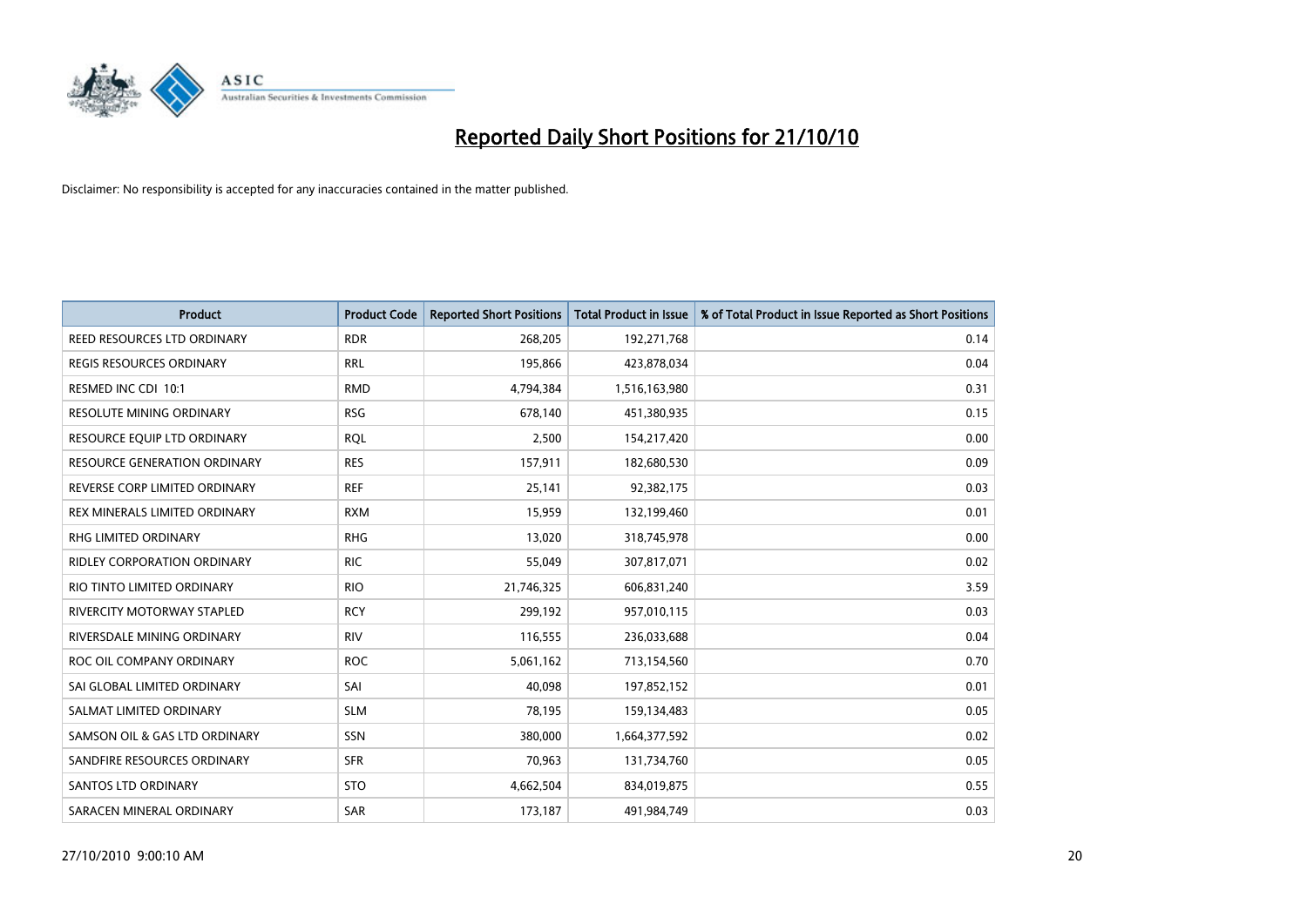# Reported Daily Short Positions for 21/10/10

Disclaimer: No responsibility is accepted for any inaccuracies contained in the matter published.

| Product | Product Code | Reported Short Positions | Total Product in Issue | % of Total Product in Issue Reported as Short Positions |
|---|---|---|---|---|
| REED RESOURCES LTD ORDINARY | RDR | 268,205 | 192,271,768 | 0.14 |
| REGIS RESOURCES ORDINARY | RRL | 195,866 | 423,878,034 | 0.04 |
| RESMED INC CDI 10:1 | RMD | 4,794,384 | 1,516,163,980 | 0.31 |
| RESOLUTE MINING ORDINARY | RSG | 678,140 | 451,380,935 | 0.15 |
| RESOURCE EQUIP LTD ORDINARY | RQL | 2,500 | 154,217,420 | 0.00 |
| RESOURCE GENERATION ORDINARY | RES | 157,911 | 182,680,530 | 0.09 |
| REVERSE CORP LIMITED ORDINARY | REF | 25,141 | 92,382,175 | 0.03 |
| REX MINERALS LIMITED ORDINARY | RXM | 15,959 | 132,199,460 | 0.01 |
| RHG LIMITED ORDINARY | RHG | 13,020 | 318,745,978 | 0.00 |
| RIDLEY CORPORATION ORDINARY | RIC | 55,049 | 307,817,071 | 0.02 |
| RIO TINTO LIMITED ORDINARY | RIO | 21,746,325 | 606,831,240 | 3.59 |
| RIVERCITY MOTORWAY STAPLED | RCY | 299,192 | 957,010,115 | 0.03 |
| RIVERSDALE MINING ORDINARY | RIV | 116,555 | 236,033,688 | 0.04 |
| ROC OIL COMPANY ORDINARY | ROC | 5,061,162 | 713,154,560 | 0.70 |
| SAI GLOBAL LIMITED ORDINARY | SAI | 40,098 | 197,852,152 | 0.01 |
| SALMAT LIMITED ORDINARY | SLM | 78,195 | 159,134,483 | 0.05 |
| SAMSON OIL & GAS LTD ORDINARY | SSN | 380,000 | 1,664,377,592 | 0.02 |
| SANDFIRE RESOURCES ORDINARY | SFR | 70,963 | 131,734,760 | 0.05 |
| SANTOS LTD ORDINARY | STO | 4,662,504 | 834,019,875 | 0.55 |
| SARACEN MINERAL ORDINARY | SAR | 173,187 | 491,984,749 | 0.03 |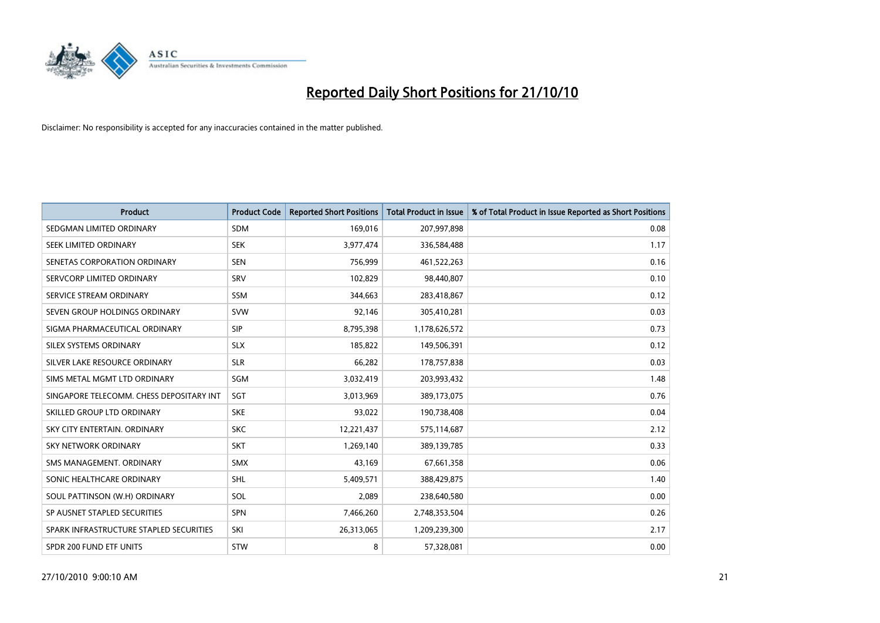# Reported Daily Short Positions for 21/10/10

Disclaimer: No responsibility is accepted for any inaccuracies contained in the matter published.

| Product | Product Code | Reported Short Positions | Total Product in Issue | % of Total Product in Issue Reported as Short Positions |
|---|---|---|---|---|
| SEDGMAN LIMITED ORDINARY | SDM | 169,016 | 207,997,898 | 0.08 |
| SEEK LIMITED ORDINARY | SEK | 3,977,474 | 336,584,488 | 1.17 |
| SENETAS CORPORATION ORDINARY | SEN | 756,999 | 461,522,263 | 0.16 |
| SERVCORP LIMITED ORDINARY | SRV | 102,829 | 98,440,807 | 0.10 |
| SERVICE STREAM ORDINARY | SSM | 344,663 | 283,418,867 | 0.12 |
| SEVEN GROUP HOLDINGS ORDINARY | SVW | 92,146 | 305,410,281 | 0.03 |
| SIGMA PHARMACEUTICAL ORDINARY | SIP | 8,795,398 | 1,178,626,572 | 0.73 |
| SILEX SYSTEMS ORDINARY | SLX | 185,822 | 149,506,391 | 0.12 |
| SILVER LAKE RESOURCE ORDINARY | SLR | 66,282 | 178,757,838 | 0.03 |
| SIMS METAL MGMT LTD ORDINARY | SGM | 3,032,419 | 203,993,432 | 1.48 |
| SINGAPORE TELECOMM. CHESS DEPOSITARY INT | SGT | 3,013,969 | 389,173,075 | 0.76 |
| SKILLED GROUP LTD ORDINARY | SKE | 93,022 | 190,738,408 | 0.04 |
| SKY CITY ENTERTAIN. ORDINARY | SKC | 12,221,437 | 575,114,687 | 2.12 |
| SKY NETWORK ORDINARY | SKT | 1,269,140 | 389,139,785 | 0.33 |
| SMS MANAGEMENT. ORDINARY | SMX | 43,169 | 67,661,358 | 0.06 |
| SONIC HEALTHCARE ORDINARY | SHL | 5,409,571 | 388,429,875 | 1.40 |
| SOUL PATTINSON (W.H) ORDINARY | SOL | 2,089 | 238,640,580 | 0.00 |
| SP AUSNET STAPLED SECURITIES | SPN | 7,466,260 | 2,748,353,504 | 0.26 |
| SPARK INFRASTRUCTURE STAPLED SECURITIES | SKI | 26,313,065 | 1,209,239,300 | 2.17 |
| SPDR 200 FUND ETF UNITS | STW | 8 | 57,328,081 | 0.00 |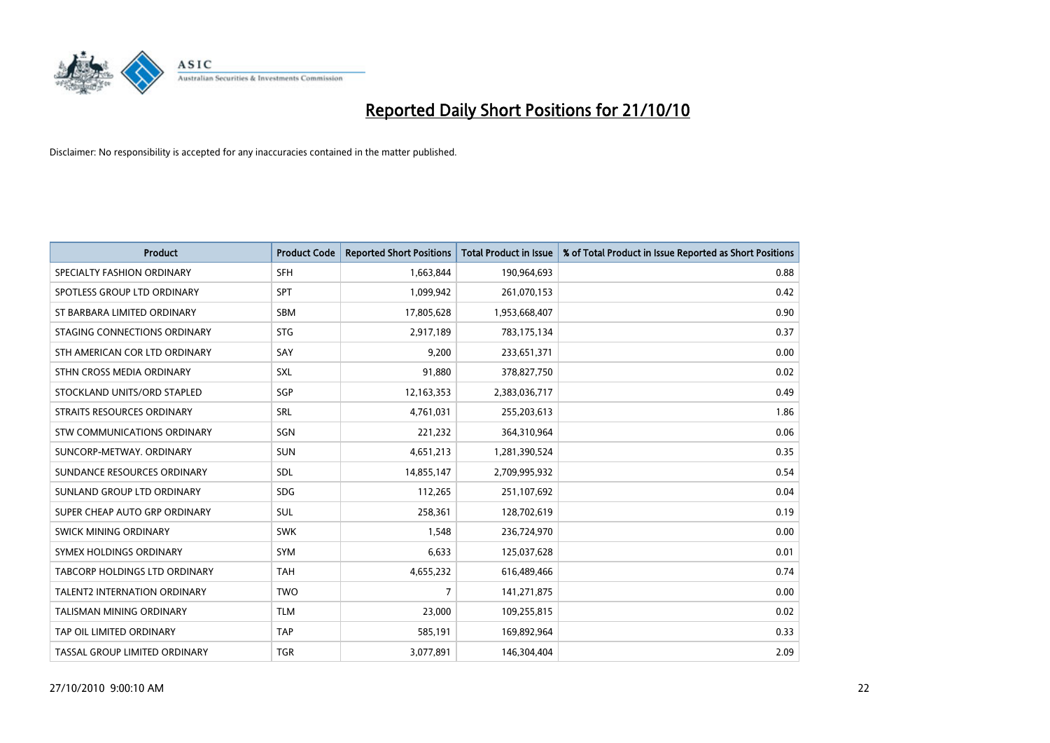# Reported Daily Short Positions for 21/10/10

Disclaimer: No responsibility is accepted for any inaccuracies contained in the matter published.

| Product | Product Code | Reported Short Positions | Total Product in Issue | % of Total Product in Issue Reported as Short Positions |
| --- | --- | --- | --- | --- |
| SPECIALTY FASHION ORDINARY | SFH | 1,663,844 | 190,964,693 | 0.88 |
| SPOTLESS GROUP LTD ORDINARY | SPT | 1,099,942 | 261,070,153 | 0.42 |
| ST BARBARA LIMITED ORDINARY | SBM | 17,805,628 | 1,953,668,407 | 0.90 |
| STAGING CONNECTIONS ORDINARY | STG | 2,917,189 | 783,175,134 | 0.37 |
| STH AMERICAN COR LTD ORDINARY | SAY | 9,200 | 233,651,371 | 0.00 |
| STHN CROSS MEDIA ORDINARY | SXL | 91,880 | 378,827,750 | 0.02 |
| STOCKLAND UNITS/ORD STAPLED | SGP | 12,163,353 | 2,383,036,717 | 0.49 |
| STRAITS RESOURCES ORDINARY | SRL | 4,761,031 | 255,203,613 | 1.86 |
| STW COMMUNICATIONS ORDINARY | SGN | 221,232 | 364,310,964 | 0.06 |
| SUNCORP-METWAY. ORDINARY | SUN | 4,651,213 | 1,281,390,524 | 0.35 |
| SUNDANCE RESOURCES ORDINARY | SDL | 14,855,147 | 2,709,995,932 | 0.54 |
| SUNLAND GROUP LTD ORDINARY | SDG | 112,265 | 251,107,692 | 0.04 |
| SUPER CHEAP AUTO GRP ORDINARY | SUL | 258,361 | 128,702,619 | 0.19 |
| SWICK MINING ORDINARY | SWK | 1,548 | 236,724,970 | 0.00 |
| SYMEX HOLDINGS ORDINARY | SYM | 6,633 | 125,037,628 | 0.01 |
| TABCORP HOLDINGS LTD ORDINARY | TAH | 4,655,232 | 616,489,466 | 0.74 |
| TALENT2 INTERNATION ORDINARY | TWO | 7 | 141,271,875 | 0.00 |
| TALISMAN MINING ORDINARY | TLM | 23,000 | 109,255,815 | 0.02 |
| TAP OIL LIMITED ORDINARY | TAP | 585,191 | 169,892,964 | 0.33 |
| TASSAL GROUP LIMITED ORDINARY | TGR | 3,077,891 | 146,304,404 | 2.09 |

27/10/2010 9:00:10 AM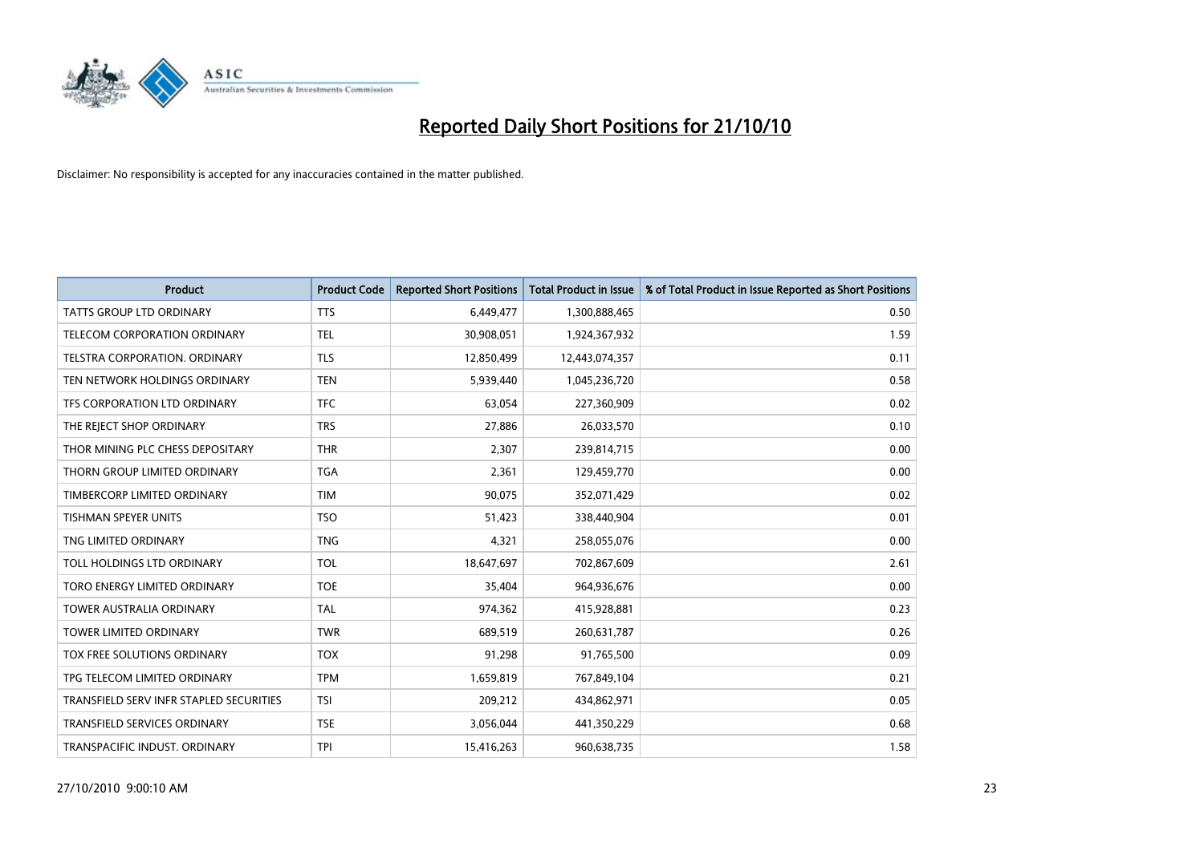# Reported Daily Short Positions for 21/10/10

Disclaimer: No responsibility is accepted for any inaccuracies contained in the matter published.

| Product | Product Code | Reported Short Positions | Total Product in Issue | % of Total Product in Issue Reported as Short Positions |
|---|---|---|---|---|
| TATTS GROUP LTD ORDINARY | TTS | 6,449,477 | 1,300,888,465 | 0.50 |
| TELECOM CORPORATION ORDINARY | TEL | 30,908,051 | 1,924,367,932 | 1.59 |
| TELSTRA CORPORATION. ORDINARY | TLS | 12,850,499 | 12,443,074,357 | 0.11 |
| TEN NETWORK HOLDINGS ORDINARY | TEN | 5,939,440 | 1,045,236,720 | 0.58 |
| TFS CORPORATION LTD ORDINARY | TFC | 63,054 | 227,360,909 | 0.02 |
| THE REJECT SHOP ORDINARY | TRS | 27,886 | 26,033,570 | 0.10 |
| THOR MINING PLC CHESS DEPOSITARY | THR | 2,307 | 239,814,715 | 0.00 |
| THORN GROUP LIMITED ORDINARY | TGA | 2,361 | 129,459,770 | 0.00 |
| TIMBERCORP LIMITED ORDINARY | TIM | 90,075 | 352,071,429 | 0.02 |
| TISHMAN SPEYER UNITS | TSO | 51,423 | 338,440,904 | 0.01 |
| TNG LIMITED ORDINARY | TNG | 4,321 | 258,055,076 | 0.00 |
| TOLL HOLDINGS LTD ORDINARY | TOL | 18,647,697 | 702,867,609 | 2.61 |
| TORO ENERGY LIMITED ORDINARY | TOE | 35,404 | 964,936,676 | 0.00 |
| TOWER AUSTRALIA ORDINARY | TAL | 974,362 | 415,928,881 | 0.23 |
| TOWER LIMITED ORDINARY | TWR | 689,519 | 260,631,787 | 0.26 |
| TOX FREE SOLUTIONS ORDINARY | TOX | 91,298 | 91,765,500 | 0.09 |
| TPG TELECOM LIMITED ORDINARY | TPM | 1,659,819 | 767,849,104 | 0.21 |
| TRANSFIELD SERV INFR STAPLED SECURITIES | TSI | 209,212 | 434,862,971 | 0.05 |
| TRANSFIELD SERVICES ORDINARY | TSE | 3,056,044 | 441,350,229 | 0.68 |
| TRANSPACIFIC INDUST. ORDINARY | TPI | 15,416,263 | 960,638,735 | 1.58 |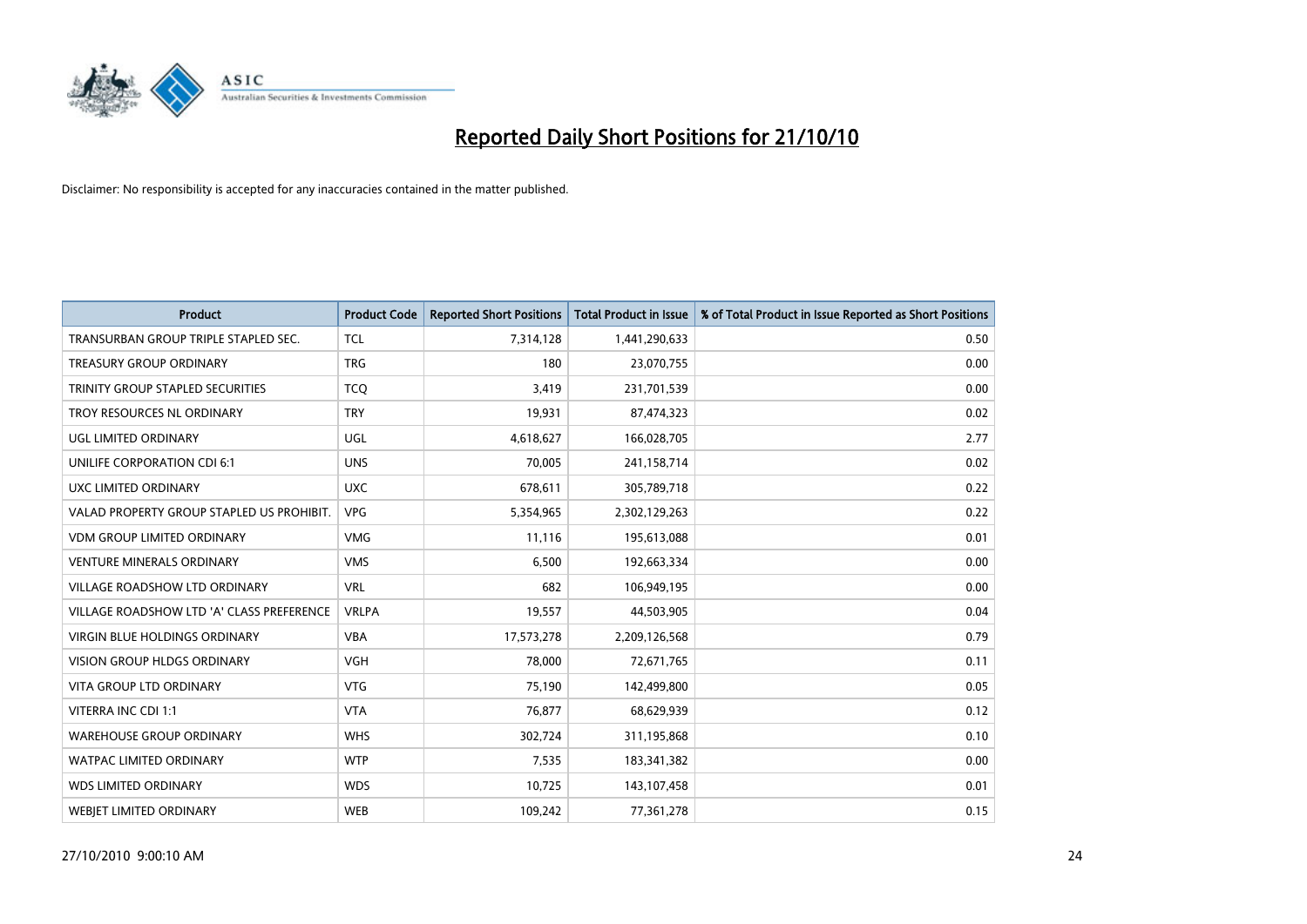# Reported Daily Short Positions for 21/10/10

Disclaimer: No responsibility is accepted for any inaccuracies contained in the matter published.

| Product | Product Code | Reported Short Positions | Total Product in Issue | % of Total Product in Issue Reported as Short Positions |
|---|---|---|---|---|
| TRANSURBAN GROUP TRIPLE STAPLED SEC. | TCL | 7,314,128 | 1,441,290,633 | 0.50 |
| TREASURY GROUP ORDINARY | TRG | 180 | 23,070,755 | 0.00 |
| TRINITY GROUP STAPLED SECURITIES | TCQ | 3,419 | 231,701,539 | 0.00 |
| TROY RESOURCES NL ORDINARY | TRY | 19,931 | 87,474,323 | 0.02 |
| UGL LIMITED ORDINARY | UGL | 4,618,627 | 166,028,705 | 2.77 |
| UNILIFE CORPORATION CDI 6:1 | UNS | 70,005 | 241,158,714 | 0.02 |
| UXC LIMITED ORDINARY | UXC | 678,611 | 305,789,718 | 0.22 |
| VALAD PROPERTY GROUP STAPLED US PROHIBIT. | VPG | 5,354,965 | 2,302,129,263 | 0.22 |
| VDM GROUP LIMITED ORDINARY | VMG | 11,116 | 195,613,088 | 0.01 |
| VENTURE MINERALS ORDINARY | VMS | 6,500 | 192,663,334 | 0.00 |
| VILLAGE ROADSHOW LTD ORDINARY | VRL | 682 | 106,949,195 | 0.00 |
| VILLAGE ROADSHOW LTD 'A' CLASS PREFERENCE | VRLPA | 19,557 | 44,503,905 | 0.04 |
| VIRGIN BLUE HOLDINGS ORDINARY | VBA | 17,573,278 | 2,209,126,568 | 0.79 |
| VISION GROUP HLDGS ORDINARY | VGH | 78,000 | 72,671,765 | 0.11 |
| VITA GROUP LTD ORDINARY | VTG | 75,190 | 142,499,800 | 0.05 |
| VITERRA INC CDI 1:1 | VTA | 76,877 | 68,629,939 | 0.12 |
| WAREHOUSE GROUP ORDINARY | WHS | 302,724 | 311,195,868 | 0.10 |
| WATPAC LIMITED ORDINARY | WTP | 7,535 | 183,341,382 | 0.00 |
| WDS LIMITED ORDINARY | WDS | 10,725 | 143,107,458 | 0.01 |
| WEBJET LIMITED ORDINARY | WEB | 109,242 | 77,361,278 | 0.15 |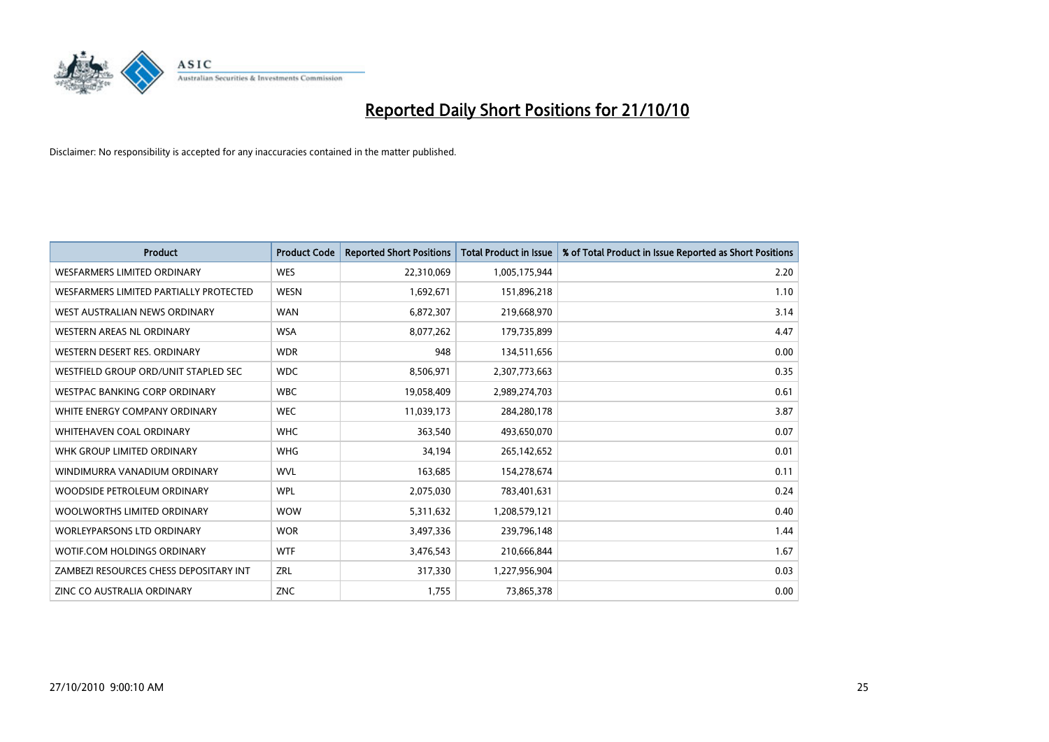# Reported Daily Short Positions for 21/10/10

Disclaimer: No responsibility is accepted for any inaccuracies contained in the matter published.

| Product | Product Code | Reported Short Positions | Total Product in Issue | % of Total Product in Issue Reported as Short Positions |
|---|---|---|---|---|
| WESFARMERS LIMITED ORDINARY | WES | 22,310,069 | 1,005,175,944 | 2.20 |
| WESFARMERS LIMITED PARTIALLY PROTECTED | WESN | 1,692,671 | 151,896,218 | 1.10 |
| WEST AUSTRALIAN NEWS ORDINARY | WAN | 6,872,307 | 219,668,970 | 3.14 |
| WESTERN AREAS NL ORDINARY | WSA | 8,077,262 | 179,735,899 | 4.47 |
| WESTERN DESERT RES. ORDINARY | WDR | 948 | 134,511,656 | 0.00 |
| WESTFIELD GROUP ORD/UNIT STAPLED SEC | WDC | 8,506,971 | 2,307,773,663 | 0.35 |
| WESTPAC BANKING CORP ORDINARY | WBC | 19,058,409 | 2,989,274,703 | 0.61 |
| WHITE ENERGY COMPANY ORDINARY | WEC | 11,039,173 | 284,280,178 | 3.87 |
| WHITEHAVEN COAL ORDINARY | WHC | 363,540 | 493,650,070 | 0.07 |
| WHK GROUP LIMITED ORDINARY | WHG | 34,194 | 265,142,652 | 0.01 |
| WINDIMURRA VANADIUM ORDINARY | WVL | 163,685 | 154,278,674 | 0.11 |
| WOODSIDE PETROLEUM ORDINARY | WPL | 2,075,030 | 783,401,631 | 0.24 |
| WOOLWORTHS LIMITED ORDINARY | WOW | 5,311,632 | 1,208,579,121 | 0.40 |
| WORLEYPARSONS LTD ORDINARY | WOR | 3,497,336 | 239,796,148 | 1.44 |
| WOTIF.COM HOLDINGS ORDINARY | WTF | 3,476,543 | 210,666,844 | 1.67 |
| ZAMBEZI RESOURCES CHESS DEPOSITARY INT | ZRL | 317,330 | 1,227,956,904 | 0.03 |
| ZINC CO AUSTRALIA ORDINARY | ZNC | 1,755 | 73,865,378 | 0.00 |